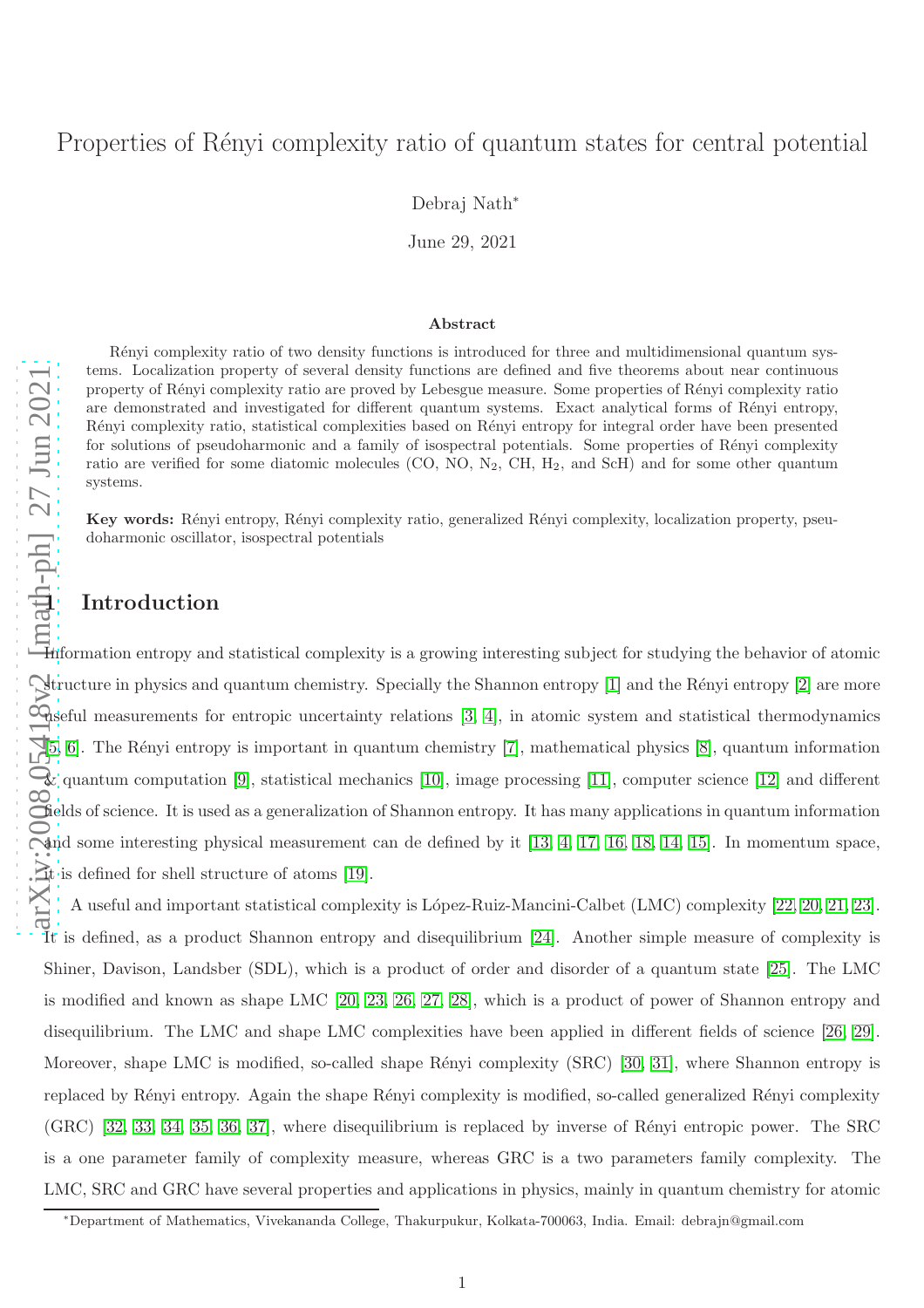# Properties of Rényi complexity ratio of quantum states for central potential

Debraj Nath*

June 29, 2021

## Abstract

Rényi complexity ratio of two density functions is introduced for three and multidimensional quantum systems. Localization property of several density functions are defined and five theorems about near continuous property of Rényi complexity ratio are proved by Lebesgue measure. Some properties of Rényi complexity ratio are demonstrated and investigated for different quantum systems. Exact analytical forms of Rényi entropy, Rényi complexity ratio, statistical complexities based on Rényi entropy for integral order have been presented for solutions of pseudoharmonic and a family of isospectral potentials. Some properties of Rényi complexity ratio are verified for some diatomic molecules (CO, NO, $N_2$, CH, $H_2$, and ScH) and for some other quantum systems.

**Key words:** Rényi entropy, Rényi complexity ratio, generalized Rényi complexity, localization property, pseudoharmonic oscillator, isospectral potentials

## 1 Introduction

Information entropy and statistical complexity is a growing interesting subject for studying the behavior of atomic structure in physics and quantum chemistry. Specially the Shannon entropy [1] and the Rényi entropy [2] are more useful measurements for entropic uncertainty relations [3, 4], in atomic system and statistical thermodynamics [5, 6]. The Rényi entropy is important in quantum chemistry [7], mathematical physics [8], quantum information & quantum computation [9], statistical mechanics [10], image processing [11], computer science [12] and different fields of science. It is used as a generalization of Shannon entropy. It has many applications in quantum information and some interesting physical measurement can de defined by it [13, 4, 17, 16, 18, 14, 15]. In momentum space, it is defined for shell structure of atoms [19].

A useful and important statistical complexity is López-Ruiz-Mancini-Calbet (LMC) complexity [22, 20, 21, 23]. It is defined, as a product Shannon entropy and disequilibrium [24]. Another simple measure of complexity is Shiner, Davison, Landsber (SDL), which is a product of order and disorder of a quantum state [25]. The LMC is modified and known as shape LMC [20, 23, 26, 27, 28], which is a product of power of Shannon entropy and disequilibrium. The LMC and shape LMC complexities have been applied in different fields of science [26, 29]. Moreover, shape LMC is modified, so-called shape Rényi complexity (SRC) [30, 31], where Shannon entropy is replaced by Rényi entropy. Again the shape Rényi complexity is modified, so-called generalized Rényi complexity (GRC) [32, 33, 34, 35, 36, 37], where disequilibrium is replaced by inverse of Rényi entropic power. The SRC is a one parameter family of complexity measure, whereas GRC is a two parameters family complexity. The LMC, SRC and GRC have several properties and applications in physics, mainly in quantum chemistry for atomic

*Department of Mathematics, Vivekananda College, Thakurpukur, Kolkata-700063, India. Email: debrajn@gmail.com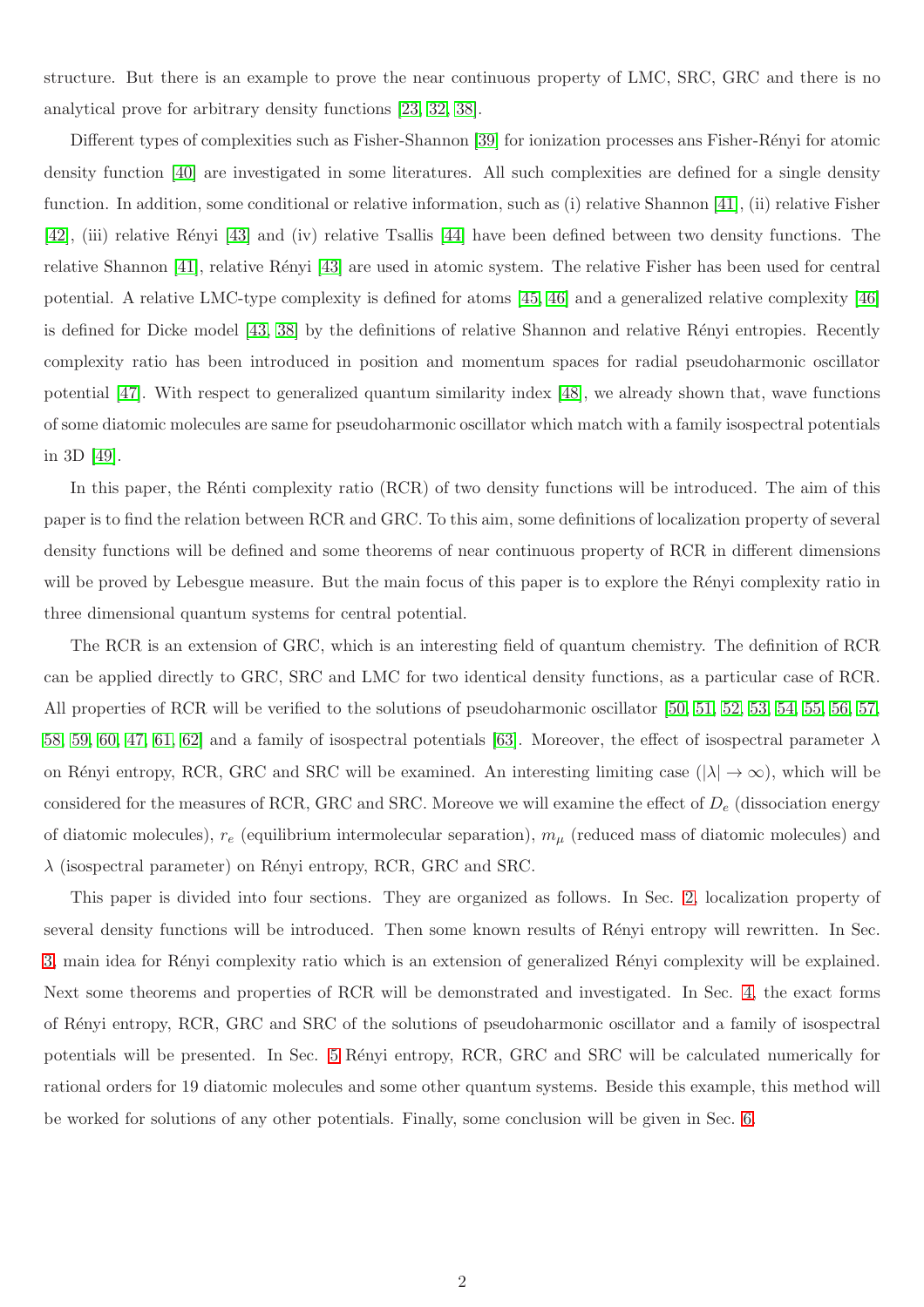structure. But there is an example to prove the near continuous property of LMC, SRC, GRC and there is no analytical prove for arbitrary density functions [23, 32, 38].

Different types of complexities such as Fisher-Shannon [39] for ionization processes ans Fisher-Rényi for atomic density function [40] are investigated in some literatures. All such complexities are defined for a single density function. In addition, some conditional or relative information, such as (i) relative Shannon [41], (ii) relative Fisher [42], (iii) relative Rényi [43] and (iv) relative Tsallis [44] have been defined between two density functions. The relative Shannon [41], relative Rényi [43] are used in atomic system. The relative Fisher has been used for central potential. A relative LMC-type complexity is defined for atoms [45, 46] and a generalized relative complexity [46] is defined for Dicke model [43, 38] by the definitions of relative Shannon and relative Rényi entropies. Recently complexity ratio has been introduced in position and momentum spaces for radial pseudoharmonic oscillator potential [47]. With respect to generalized quantum similarity index [48], we already shown that, wave functions of some diatomic molecules are same for pseudoharmonic oscillator which match with a family isospectral potentials in 3D [49].

In this paper, the Rénti complexity ratio (RCR) of two density functions will be introduced. The aim of this paper is to find the relation between RCR and GRC. To this aim, some definitions of localization property of several density functions will be defined and some theorems of near continuous property of RCR in different dimensions will be proved by Lebesgue measure. But the main focus of this paper is to explore the Rényi complexity ratio in three dimensional quantum systems for central potential.

The RCR is an extension of GRC, which is an interesting field of quantum chemistry. The definition of RCR can be applied directly to GRC, SRC and LMC for two identical density functions, as a particular case of RCR. All properties of RCR will be verified to the solutions of pseudoharmonic oscillator [50, 51, 52, 53, 54, 55, 56, 57, 58, 59, 60, 47, 61, 62] and a family of isospectral potentials [63]. Moreover, the effect of isospectral parameter $\lambda$ on Rényi entropy, RCR, GRC and SRC will be examined. An interesting limiting case ($|\lambda| \to \infty$), which will be considered for the measures of RCR, GRC and SRC. Moreove we will examine the effect of $D_e$ (dissociation energy of diatomic molecules), $r_e$ (equilibrium intermolecular separation), $m_\mu$ (reduced mass of diatomic molecules) and $\lambda$ (isospectral parameter) on Rényi entropy, RCR, GRC and SRC.

This paper is divided into four sections. They are organized as follows. In Sec. 2, localization property of several density functions will be introduced. Then some known results of Rényi entropy will rewritten. In Sec. 3, main idea for Rényi complexity ratio which is an extension of generalized Rényi complexity will be explained. Next some theorems and properties of RCR will be demonstrated and investigated. In Sec. 4, the exact forms of Rényi entropy, RCR, GRC and SRC of the solutions of pseudoharmonic oscillator and a family of isospectral potentials will be presented. In Sec. 5 Rényi entropy, RCR, GRC and SRC will be calculated numerically for rational orders for 19 diatomic molecules and some other quantum systems. Beside this example, this method will be worked for solutions of any other potentials. Finally, some conclusion will be given in Sec. 6.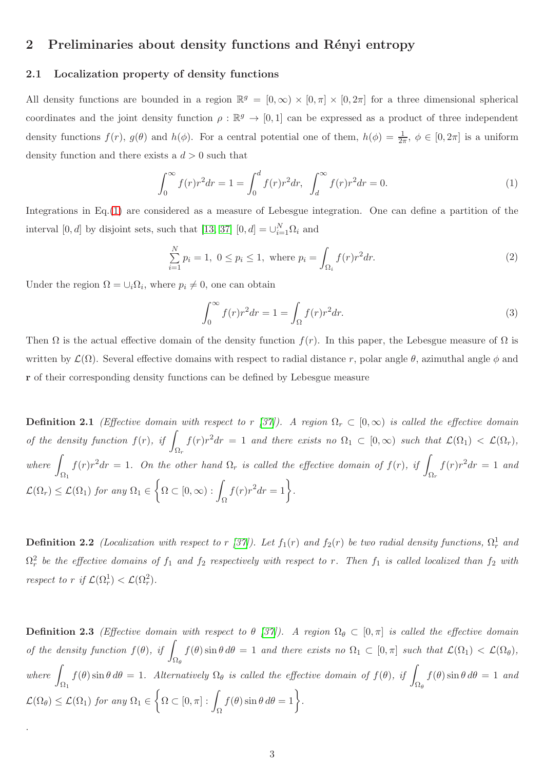## 2 Preliminaries about density functions and Rényi entropy

### 2.1 Localization property of density functions

All density functions are bounded in a region $\mathbb{R}^g = [0, \infty) \times [0, \pi] \times [0, 2\pi]$ for a three dimensional spherical coordinates and the joint density function $\rho : \mathbb{R}^g \to [0, 1]$ can be expressed as a product of three independent density functions $f(r)$, $g(\theta)$ and $h(\phi)$. For a central potential one of them, $h(\phi) = \frac{1}{2\pi}$, $\phi \in [0, 2\pi]$ is a uniform density function and there exists a $d > 0$ such that

$$\int_0^\infty f(r) r^2 dr = 1 = \int_0^d f(r) r^2 dr, \;\; \int_d^\infty f(r) r^2 dr = 0. \tag{1}$$

Integrations in Eq.(1) are considered as a measure of Lebesgue integration. One can define a partition of the interval $[0, d]$ by disjoint sets, such that [13, 37] $[0, d] = \cup_{i=1}^{N} \Omega_i$ and

$$\sum_{i=1}^{N} p_i = 1, \;\; 0 \leq p_i \leq 1, \;\; \text{where } p_i = \int_{\Omega_i} f(r) r^2 dr. \tag{2}$$

Under the region $\Omega = \cup_i \Omega_i$, where $p_i \neq 0$, one can obtain

$$\int_0^\infty f(r) r^2 dr = 1 = \int_\Omega f(r) r^2 dr. \tag{3}$$

Then $\Omega$ is the actual effective domain of the density function $f(r)$. In this paper, the Lebesgue measure of $\Omega$ is written by $\mathcal{L}(\Omega)$. Several effective domains with respect to radial distance $r$, polar angle $\theta$, azimuthal angle $\phi$ and $\mathbf{r}$ of their corresponding density functions can be defined by Lebesgue measure

**Definition 2.1** *(Effective domain with respect to $r$ [37]). A region $\Omega_r \subset [0, \infty)$ is called the effective domain of the density function $f(r)$, if $\int_{\Omega_r} f(r) r^2 dr = 1$ and there exists no $\Omega_1 \subset [0, \infty)$ such that $\mathcal{L}(\Omega_1) < \mathcal{L}(\Omega_r)$, where $\int_{\Omega_1} f(r) r^2 dr = 1$. On the other hand $\Omega_r$ is called the effective domain of $f(r)$, if $\int_{\Omega_r} f(r) r^2 dr = 1$ and $\mathcal{L}(\Omega_r) \leq \mathcal{L}(\Omega_1)$ for any $\Omega_1 \in \left\{ \Omega \subset [0, \infty) : \int_\Omega f(r) r^2 dr = 1 \right\}$.*

**Definition 2.2** *(Localization with respect to $r$ [37]). Let $f_1(r)$ and $f_2(r)$ be two radial density functions, $\Omega_r^1$ and $\Omega_r^2$ be the effective domains of $f_1$ and $f_2$ respectively with respect to $r$. Then $f_1$ is called localized than $f_2$ with respect to $r$ if $\mathcal{L}(\Omega_r^1) < \mathcal{L}(\Omega_r^2)$.*

**Definition 2.3** *(Effective domain with respect to $\theta$ [37]). A region $\Omega_\theta \subset [0, \pi]$ is called the effective domain of the density function $f(\theta)$, if $\int_{\Omega_\theta} f(\theta) \sin\theta \, d\theta = 1$ and there exists no $\Omega_1 \subset [0, \pi]$ such that $\mathcal{L}(\Omega_1) < \mathcal{L}(\Omega_\theta)$, where $\int_{\Omega_1} f(\theta) \sin\theta \, d\theta = 1$. Alternatively $\Omega_\theta$ is called the effective domain of $f(\theta)$, if $\int_{\Omega_\theta} f(\theta) \sin\theta \, d\theta = 1$ and $\mathcal{L}(\Omega_\theta) \leq \mathcal{L}(\Omega_1)$ for any $\Omega_1 \in \left\{ \Omega \subset [0, \pi] : \int_\Omega f(\theta) \sin\theta \, d\theta = 1 \right\}$.*

.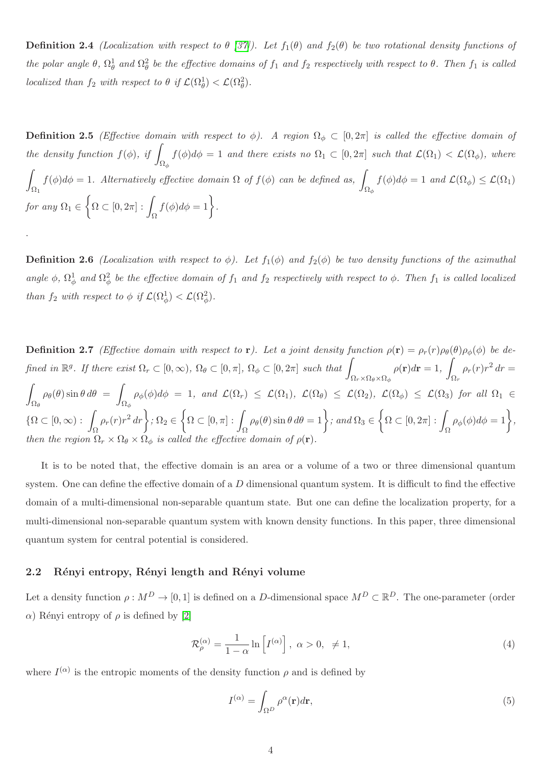**Definition 2.4** *(Localization with respect to θ [37]). Let $f_1(\theta)$ and $f_2(\theta)$ be two rotational density functions of the polar angle θ, $\Omega_\theta^1$ and $\Omega_\theta^2$ be the effective domains of $f_1$ and $f_2$ respectively with respect to θ. Then $f_1$ is called localized than $f_2$ with respect to θ if $\mathcal{L}(\Omega_\theta^1) < \mathcal{L}(\Omega_\theta^2)$.*

**Definition 2.5** *(Effective domain with respect to ϕ). A region $\Omega_\phi \subset [0, 2\pi]$ is called the effective domain of the density function $f(\phi)$, if $\int_{\Omega_\phi} f(\phi)d\phi = 1$ and there exists no $\Omega_1 \subset [0, 2\pi]$ such that $\mathcal{L}(\Omega_1) < \mathcal{L}(\Omega_\phi)$, where $\int_{\Omega_1} f(\phi)d\phi = 1$. Alternatively effective domain Ω of $f(\phi)$ can be defined as, $\int_{\Omega_\phi} f(\phi)d\phi = 1$ and $\mathcal{L}(\Omega_\phi) \leq \mathcal{L}(\Omega_1)$ for any $\Omega_1 \in \left\{\Omega \subset [0, 2\pi] : \int_\Omega f(\phi)d\phi = 1\right\}$.*

.

**Definition 2.6** *(Localization with respect to ϕ). Let $f_1(\phi)$ and $f_2(\phi)$ be two density functions of the azimuthal angle ϕ, $\Omega_\phi^1$ and $\Omega_\phi^2$ be the effective domain of $f_1$ and $f_2$ respectively with respect to ϕ. Then $f_1$ is called localized than $f_2$ with respect to ϕ if $\mathcal{L}(\Omega_\phi^1) < \mathcal{L}(\Omega_\phi^2)$.*

**Definition 2.7** *(Effective domain with respect to r). Let a joint density function $\rho(\mathbf{r}) = \rho_r(r)\rho_\theta(\theta)\rho_\phi(\phi)$ be defined in $\mathbb{R}^g$. If there exist $\Omega_r \subset [0, \infty)$, $\Omega_\theta \subset [0, \pi]$, $\Omega_\phi \subset [0, 2\pi]$ such that $\int_{\Omega_r \times \Omega_\theta \times \Omega_\phi} \rho(\mathbf{r})d\mathbf{r} = 1$, $\int_{\Omega_r} \rho_r(r)r^2\, dr = \int_{\Omega_\theta} \rho_\theta(\theta) \sin\theta\, d\theta = \int_{\Omega_\phi} \rho_\phi(\phi)d\phi = 1$, and $\mathcal{L}(\Omega_r) \leq \mathcal{L}(\Omega_1)$, $\mathcal{L}(\Omega_\theta) \leq \mathcal{L}(\Omega_2)$, $\mathcal{L}(\Omega_\phi) \leq \mathcal{L}(\Omega_3)$ for all $\Omega_1 \in \left\{\Omega \subset [0, \infty) : \int_\Omega \rho_r(r)r^2\, dr\right\}$; $\Omega_2 \in \left\{\Omega \subset [0, \pi] : \int_\Omega \rho_\theta(\theta) \sin\theta\, d\theta = 1\right\}$; and $\Omega_3 \in \left\{\Omega \subset [0, 2\pi] : \int_\Omega \rho_\phi(\phi)d\phi = 1\right\}$, then the region $\Omega_r \times \Omega_\theta \times \Omega_\phi$ is called the effective domain of $\rho(\mathbf{r})$.*

It is to be noted that, the effective domain is an area or a volume of a two or three dimensional quantum system. One can define the effective domain of a $D$ dimensional quantum system. It is difficult to find the effective domain of a multi-dimensional non-separable quantum state. But one can define the localization property, for a multi-dimensional non-separable quantum system with known density functions. In this paper, three dimensional quantum system for central potential is considered.

## 2.2 Rényi entropy, Rényi length and Rényi volume

Let a density function $\rho : M^D \to [0, 1]$ is defined on a $D$-dimensional space $M^D \subset \mathbb{R}^D$. The one-parameter (order α) Rényi entropy of ρ is defined by [2]

$$\mathcal{R}_\rho^{(\alpha)} = \frac{1}{1-\alpha} \ln\left[I^{(\alpha)}\right],\ \alpha > 0,\ \neq 1, \tag{4}$$

where $I^{(\alpha)}$ is the entropic moments of the density function ρ and is defined by

$$I^{(\alpha)} = \int_{\Omega^D} \rho^\alpha(\mathbf{r})d\mathbf{r}, \tag{5}$$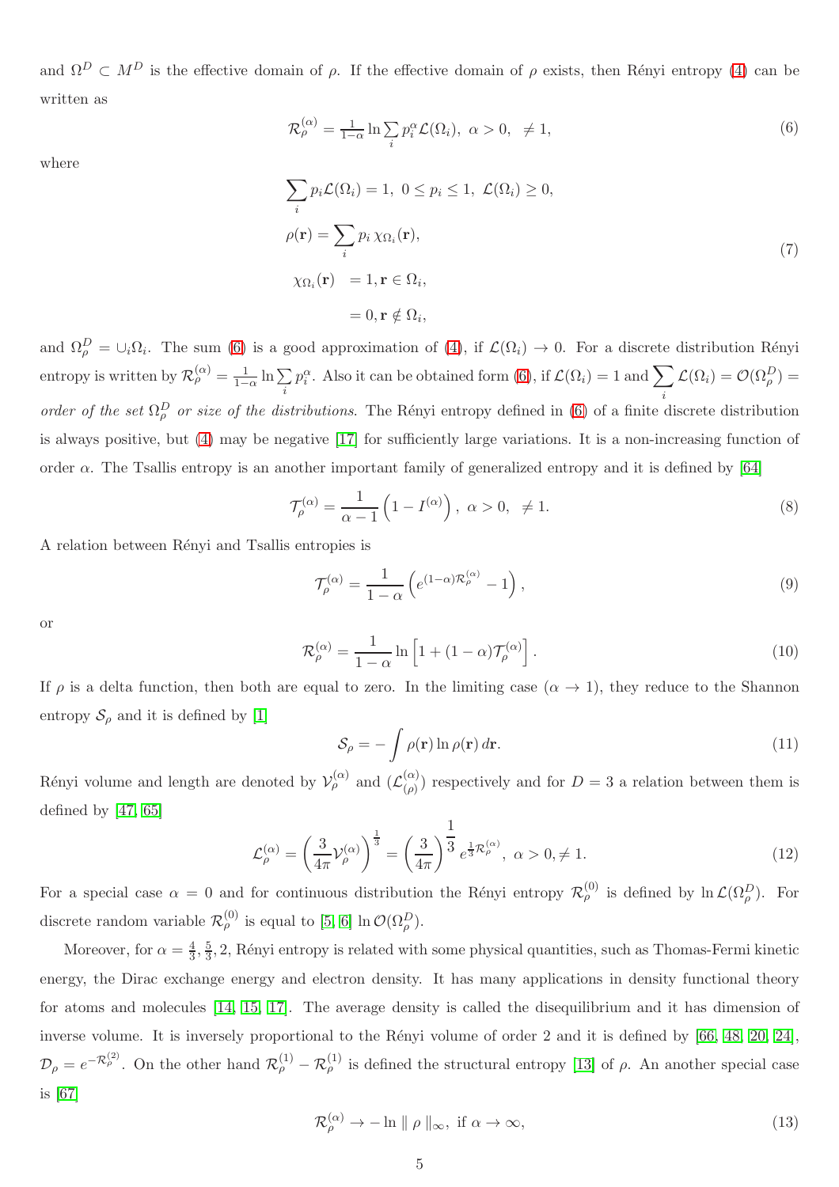and $\Omega^D \subset M^D$ is the effective domain of $\rho$. If the effective domain of $\rho$ exists, then Rényi entropy (4) can be written as

$$\mathcal{R}_\rho^{(\alpha)} = \tfrac{1}{1-\alpha} \ln \sum_i p_i^\alpha \mathcal{L}(\Omega_i),\ \alpha > 0,\ \neq 1, \tag{6}$$

where

$$\begin{aligned}
&\sum_i p_i \mathcal{L}(\Omega_i) = 1,\ 0 \le p_i \le 1,\ \mathcal{L}(\Omega_i) \ge 0, \\
&\rho(\mathbf{r}) = \sum_i p_i \, \chi_{\Omega_i}(\mathbf{r}), \\
&\chi_{\Omega_i}(\mathbf{r}) \ = 1, \mathbf{r} \in \Omega_i, \\
&\qquad\quad\ = 0, \mathbf{r} \notin \Omega_i,
\end{aligned} \tag{7}$$

and $\Omega_\rho^D = \cup_i \Omega_i$. The sum (6) is a good approximation of (4), if $\mathcal{L}(\Omega_i) \to 0$. For a discrete distribution Rényi entropy is written by $\mathcal{R}_\rho^{(\alpha)} = \frac{1}{1-\alpha} \ln \sum_i p_i^\alpha$. Also it can be obtained form (6), if $\mathcal{L}(\Omega_i) = 1$ and $\sum_i \mathcal{L}(\Omega_i) = \mathcal{O}(\Omega_\rho^D) =$ *order of the set* $\Omega_\rho^D$ *or size of the distributions*. The Rényi entropy defined in (6) of a finite discrete distribution is always positive, but (4) may be negative [17] for sufficiently large variations. It is a non-increasing function of order $\alpha$. The Tsallis entropy is an another important family of generalized entropy and it is defined by [64]

$$\mathcal{T}_\rho^{(\alpha)} = \frac{1}{\alpha - 1} \left( 1 - I^{(\alpha)} \right),\ \alpha > 0,\ \neq 1. \tag{8}$$

A relation between Rényi and Tsallis entropies is

$$\mathcal{T}_\rho^{(\alpha)} = \frac{1}{1-\alpha} \left( e^{(1-\alpha)\mathcal{R}_\rho^{(\alpha)}} - 1 \right), \tag{9}$$

or

$$\mathcal{R}_\rho^{(\alpha)} = \frac{1}{1-\alpha} \ln \left[ 1 + (1-\alpha) \mathcal{T}_\rho^{(\alpha)} \right]. \tag{10}$$

If $\rho$ is a delta function, then both are equal to zero. In the limiting case ($\alpha \to 1$), they reduce to the Shannon entropy $\mathcal{S}_\rho$ and it is defined by [1]

$$\mathcal{S}_\rho = - \int \rho(\mathbf{r}) \ln \rho(\mathbf{r}) \, d\mathbf{r}. \tag{11}$$

Rényi volume and length are denoted by $\mathcal{V}_\rho^{(\alpha)}$ and $(\mathcal{L}_{(\rho)}^{(\alpha)})$ respectively and for $D = 3$ a relation between them is defined by [47, 65]

$$\mathcal{L}_\rho^{(\alpha)} = \left( \frac{3}{4\pi} \mathcal{V}_\rho^{(\alpha)} \right)^{\frac{1}{3}} = \left( \frac{3}{4\pi} \right)^{\frac{1}{3}} e^{\frac{1}{3}\mathcal{R}_\rho^{(\alpha)}},\ \alpha > 0, \neq 1. \tag{12}$$

For a special case $\alpha = 0$ and for continuous distribution the Rényi entropy $\mathcal{R}_\rho^{(0)}$ is defined by $\ln \mathcal{L}(\Omega_\rho^D)$. For discrete random variable $\mathcal{R}_\rho^{(0)}$ is equal to [5, 6] $\ln \mathcal{O}(\Omega_\rho^D)$.

Moreover, for $\alpha = \frac{4}{3}, \frac{5}{3}, 2$, Rényi entropy is related with some physical quantities, such as Thomas-Fermi kinetic energy, the Dirac exchange energy and electron density. It has many applications in density functional theory for atoms and molecules [14, 15, 17]. The average density is called the disequilibrium and it has dimension of inverse volume. It is inversely proportional to the Rényi volume of order 2 and it is defined by [66, 48, 20, 24], $\mathcal{D}_\rho = e^{-\mathcal{R}_\rho^{(2)}}$. On the other hand $\mathcal{R}_\rho^{(1)} - \mathcal{R}_\rho^{(1)}$ is defined the structural entropy [13] of $\rho$. An another special case is [67]

$$\mathcal{R}_\rho^{(\alpha)} \to - \ln \parallel \rho \parallel_\infty,\ \text{if } \alpha \to \infty, \tag{13}$$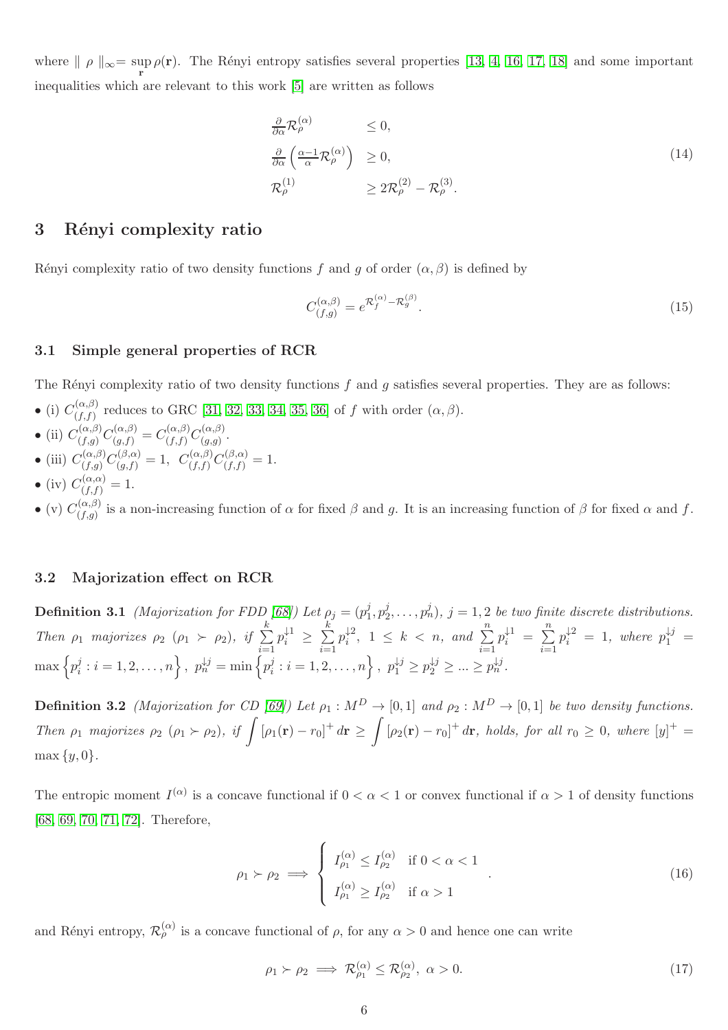where $\| \rho \|_\infty = \sup_{\mathbf{r}} \rho(\mathbf{r})$. The Rényi entropy satisfies several properties [13, 4, 16, 17, 18] and some important inequalities which are relevant to this work [5] are written as follows

$$
\begin{aligned}
\frac{\partial}{\partial \alpha} \mathcal{R}_\rho^{(\alpha)} &\leq 0, \\
\frac{\partial}{\partial \alpha} \left( \frac{\alpha-1}{\alpha} \mathcal{R}_\rho^{(\alpha)} \right) &\geq 0, \\
\mathcal{R}_\rho^{(1)} &\geq 2\mathcal{R}_\rho^{(2)} - \mathcal{R}_\rho^{(3)}.
\end{aligned}
\tag{14}
$$

## 3 Rényi complexity ratio

Rényi complexity ratio of two density functions $f$ and $g$ of order $(\alpha, \beta)$ is defined by

$$
C_{(f,g)}^{(\alpha,\beta)} = e^{\mathcal{R}_f^{(\alpha)} - \mathcal{R}_g^{(\beta)}}. \tag{15}
$$

### 3.1 Simple general properties of RCR

The Rényi complexity ratio of two density functions $f$ and $g$ satisfies several properties. They are as follows:

- (i) $C_{(f,f)}^{(\alpha,\beta)}$ reduces to GRC [31, 32, 33, 34, 35, 36] of $f$ with order $(\alpha, \beta)$.
- (ii) $C_{(f,g)}^{(\alpha,\beta)} C_{(g,f)}^{(\alpha,\beta)} = C_{(f,f)}^{(\alpha,\beta)} C_{(g,g)}^{(\alpha,\beta)}$.
- (iii) $C_{(f,g)}^{(\alpha,\beta)} C_{(g,f)}^{(\beta,\alpha)} = 1, \; C_{(f,f)}^{(\alpha,\beta)} C_{(f,f)}^{(\beta,\alpha)} = 1$.
- (iv) $C_{(f,f)}^{(\alpha,\alpha)} = 1$.
- (v) $C_{(f,g)}^{(\alpha,\beta)}$ is a non-increasing function of $\alpha$ for fixed $\beta$ and $g$. It is an increasing function of $\beta$ for fixed $\alpha$ and $f$.

### 3.2 Majorization effect on RCR

**Definition 3.1** *(Majorization for FDD [68]) Let $\rho_j = (p_1^j, p_2^j, \ldots, p_n^j)$, $j = 1, 2$ be two finite discrete distributions. Then $\rho_1$ majorizes $\rho_2$ ($\rho_1 \succ \rho_2$), if $\sum_{i=1}^{k} p_i^{\downarrow 1} \geq \sum_{i=1}^{k} p_i^{\downarrow 2}$, $1 \leq k < n$, and $\sum_{i=1}^{n} p_i^{\downarrow 1} = \sum_{i=1}^{n} p_i^{\downarrow 2} = 1$, where $p_1^{\downarrow j} = \max\left\{p_i^j : i = 1, 2, \ldots, n\right\}$, $p_n^{\downarrow j} = \min\left\{p_i^j : i = 1, 2, \ldots, n\right\}$, $p_1^{\downarrow j} \geq p_2^{\downarrow j} \geq \ldots \geq p_n^{\downarrow j}$.*

**Definition 3.2** *(Majorization for CD [69]) Let $\rho_1 : M^D \to [0, 1]$ and $\rho_2 : M^D \to [0, 1]$ be two density functions. Then $\rho_1$ majorizes $\rho_2$ ($\rho_1 \succ \rho_2$), if $\int [\rho_1(\mathbf{r}) - r_0]^+ d\mathbf{r} \geq \int [\rho_2(\mathbf{r}) - r_0]^+ d\mathbf{r}$, holds, for all $r_0 \geq 0$, where $[y]^+ = \max\{y, 0\}$.*

The entropic moment $I^{(\alpha)}$ is a concave functional if $0 < \alpha < 1$ or convex functional if $\alpha > 1$ of density functions [68, 69, 70, 71, 72]. Therefore,

$$
\rho_1 \succ \rho_2 \implies \begin{cases} I_{\rho_1}^{(\alpha)} \leq I_{\rho_2}^{(\alpha)} & \text{if } 0 < \alpha < 1 \\ I_{\rho_1}^{(\alpha)} \geq I_{\rho_2}^{(\alpha)} & \text{if } \alpha > 1 \end{cases}. \tag{16}
$$

and Rényi entropy, $\mathcal{R}_\rho^{(\alpha)}$ is a concave functional of $\rho$, for any $\alpha > 0$ and hence one can write

$$
\rho_1 \succ \rho_2 \implies \mathcal{R}_{\rho_1}^{(\alpha)} \leq \mathcal{R}_{\rho_2}^{(\alpha)}, \; \alpha > 0. \tag{17}
$$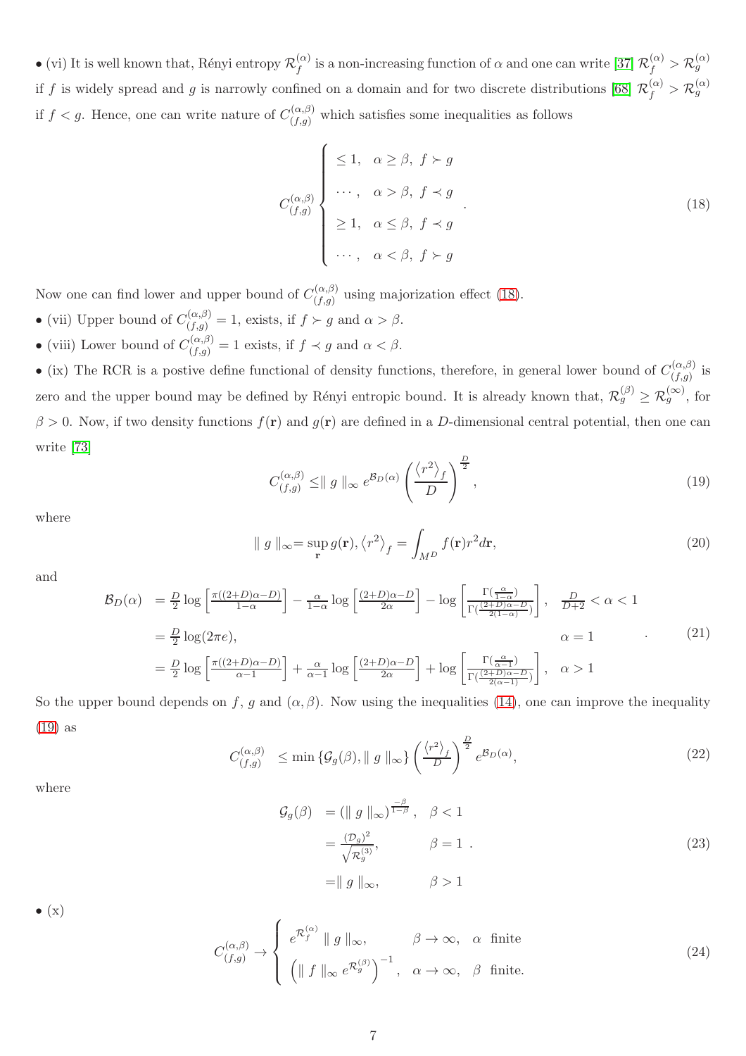• (vi) It is well known that, Rényi entropy $\mathcal{R}_f^{(\alpha)}$ is a non-increasing function of $\alpha$ and one can write [37] $\mathcal{R}_f^{(\alpha)} > \mathcal{R}_g^{(\alpha)}$ if $f$ is widely spread and $g$ is narrowly confined on a domain and for two discrete distributions [68] $\mathcal{R}_f^{(\alpha)} > \mathcal{R}_g^{(\alpha)}$ if $f < g$. Hence, one can write nature of $C_{(f,g)}^{(\alpha,\beta)}$ which satisfies some inequalities as follows

$$
C_{(f,g)}^{(\alpha,\beta)} \begin{cases} \leq 1, & \alpha \geq \beta, \ f \succ g \\ \cdots, & \alpha > \beta, \ f \prec g \\ \geq 1, & \alpha \leq \beta, \ f \prec g \\ \cdots, & \alpha < \beta, \ f \succ g \end{cases} . \tag{18}
$$

Now one can find lower and upper bound of $C_{(f,g)}^{(\alpha,\beta)}$ using majorization effect (18).

• (vii) Upper bound of $C_{(f,g)}^{(\alpha,\beta)} = 1$, exists, if $f \succ g$ and $\alpha > \beta$.

• (viii) Lower bound of $C_{(f,g)}^{(\alpha,\beta)} = 1$ exists, if $f \prec g$ and $\alpha < \beta$.

• (ix) The RCR is a postive define functional of density functions, therefore, in general lower bound of $C_{(f,g)}^{(\alpha,\beta)}$ is zero and the upper bound may be defined by Rényi entropic bound. It is already known that, $\mathcal{R}_g^{(\beta)} \geq \mathcal{R}_g^{(\infty)}$, for $\beta > 0$. Now, if two density functions $f(\mathbf{r})$ and $g(\mathbf{r})$ are defined in a $D$-dimensional central potential, then one can write [73]

$$
C_{(f,g)}^{(\alpha,\beta)} \leq \parallel g \parallel_\infty e^{\mathcal{B}_D(\alpha)} \left( \frac{\langle r^2 \rangle_f}{D} \right)^{\frac{D}{2}}, \tag{19}
$$

where

$$
\parallel g \parallel_\infty = \sup_{\mathbf{r}} g(\mathbf{r}), \langle r^2 \rangle_f = \int_{M^D} f(\mathbf{r}) r^2 d\mathbf{r}, \tag{20}
$$

and

$$
\begin{aligned}
\mathcal{B}_D(\alpha) &= \tfrac{D}{2} \log\left[\tfrac{\pi((2+D)\alpha - D)}{1-\alpha}\right] - \tfrac{\alpha}{1-\alpha} \log\left[\tfrac{(2+D)\alpha - D}{2\alpha}\right] - \log\left[\tfrac{\Gamma(\frac{\alpha}{1-\alpha})}{\Gamma(\frac{(2+D)\alpha - D}{2(1-\alpha)})}\right], & \tfrac{D}{D+2} < \alpha < 1 \\
&= \tfrac{D}{2} \log(2\pi e), & \alpha = 1 \\
&= \tfrac{D}{2} \log\left[\tfrac{\pi((2+D)\alpha - D)}{\alpha - 1}\right] + \tfrac{\alpha}{\alpha-1} \log\left[\tfrac{(2+D)\alpha - D}{2\alpha}\right] + \log\left[\tfrac{\Gamma(\frac{\alpha}{\alpha-1})}{\Gamma(\frac{(2+D)\alpha - D}{2(\alpha-1)})}\right], & \alpha > 1
\end{aligned} \tag{21}
$$

So the upper bound depends on $f$, $g$ and $(\alpha, \beta)$. Now using the inequalities (14), one can improve the inequality (19) as

$$
C_{(f,g)}^{(\alpha,\beta)} \leq \min\left\{\mathcal{G}_g(\beta), \parallel g \parallel_\infty\right\} \left(\tfrac{\langle r^2 \rangle_f}{D}\right)^{\frac{D}{2}} e^{\mathcal{B}_D(\alpha)}, \tag{22}
$$

where

$$
\begin{aligned}
\mathcal{G}_g(\beta) &= (\parallel g \parallel_\infty)^{\frac{-\beta}{1-\beta}}, & \beta < 1 \\
&= \tfrac{(\mathcal{D}_g)^2}{\sqrt{\mathcal{R}_g^{(3)}}}, & \beta = 1 \\
&= \parallel g \parallel_\infty, & \beta > 1
\end{aligned} . \tag{23}
$$

• (x)

$$
C_{(f,g)}^{(\alpha,\beta)} \to \begin{cases} e^{\mathcal{R}_f^{(\alpha)}} \parallel g \parallel_\infty, & \beta \to \infty, \ \alpha \text{ finite} \\ \left( \parallel f \parallel_\infty e^{\mathcal{R}_g^{(\beta)}} \right)^{-1}, & \alpha \to \infty, \ \beta \text{ finite.} \end{cases} \tag{24}
$$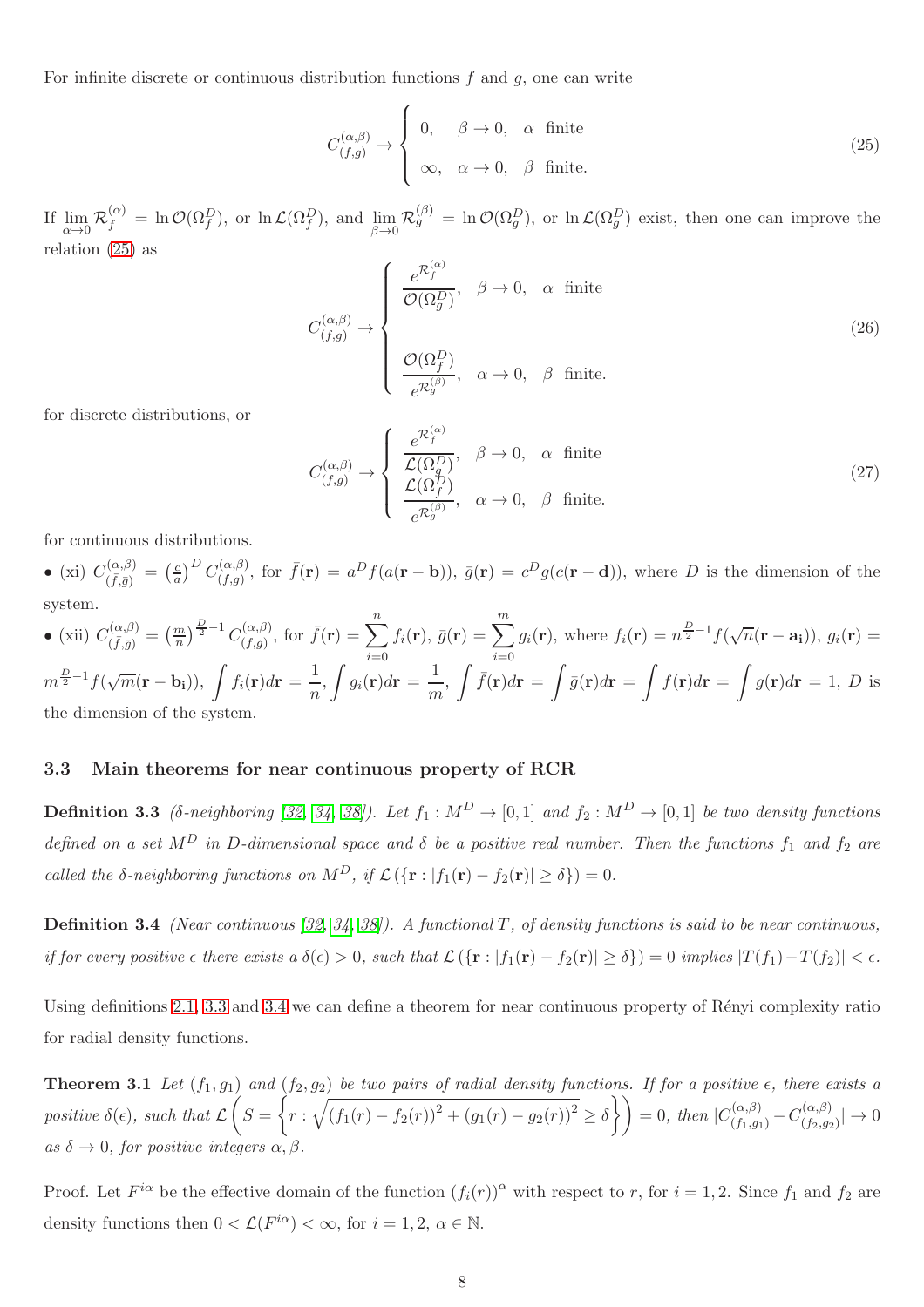For infinite discrete or continuous distribution functions $f$ and $g$, one can write

$$C^{(\alpha,\beta)}_{(f,g)} \to \begin{cases} 0, & \beta \to 0, \quad \alpha \;\; \text{finite} \\ \infty, & \alpha \to 0, \quad \beta \;\; \text{finite.} \end{cases} \tag{25}$$

If $\lim\limits_{\alpha \to 0} \mathcal{R}^{(\alpha)}_f = \ln \mathcal{O}(\Omega^D_f)$, or $\ln \mathcal{L}(\Omega^D_f)$, and $\lim\limits_{\beta \to 0} \mathcal{R}^{(\beta)}_g = \ln \mathcal{O}(\Omega^D_g)$, or $\ln \mathcal{L}(\Omega^D_g)$ exist, then one can improve the relation (25) as

$$C^{(\alpha,\beta)}_{(f,g)} \to \begin{cases} \dfrac{e^{\mathcal{R}^{(\alpha)}_f}}{\mathcal{O}(\Omega^D_g)}, & \beta \to 0, \quad \alpha \;\; \text{finite} \\[2ex] \dfrac{\mathcal{O}(\Omega^D_f)}{e^{\mathcal{R}^{(\beta)}_g}}, & \alpha \to 0, \quad \beta \;\; \text{finite.} \end{cases} \tag{26}$$

for discrete distributions, or

$$C^{(\alpha,\beta)}_{(f,g)} \to \begin{cases} \dfrac{e^{\mathcal{R}^{(\alpha)}_f}}{\mathcal{L}(\Omega^D_g)}, & \beta \to 0, \quad \alpha \;\; \text{finite} \\ \dfrac{\mathcal{L}(\Omega^D_f)}{e^{\mathcal{R}^{(\beta)}_g}}, & \alpha \to 0, \quad \beta \;\; \text{finite.} \end{cases} \tag{27}$$

for continuous distributions.

- (xi) $C^{(\alpha,\beta)}_{(\bar{f},\bar{g})} = \left(\frac{c}{a}\right)^D C^{(\alpha,\beta)}_{(f,g)}$, for $\bar{f}(\mathbf{r}) = a^D f(a(\mathbf{r}-\mathbf{b}))$, $\bar{g}(\mathbf{r}) = c^D g(c(\mathbf{r}-\mathbf{d}))$, where $D$ is the dimension of the system.
- (xii) $C^{(\alpha,\beta)}_{(\bar{f},\bar{g})} = \left(\frac{m}{n}\right)^{\frac{D}{2}-1} C^{(\alpha,\beta)}_{(f,g)}$, for $\bar{f}(\mathbf{r}) = \sum\limits_{i=0}^{n} f_i(\mathbf{r})$, $\bar{g}(\mathbf{r}) = \sum\limits_{i=0}^{m} g_i(\mathbf{r})$, where $f_i(\mathbf{r}) = n^{\frac{D}{2}-1} f(\sqrt{n}(\mathbf{r}-\mathbf{a_i}))$, $g_i(\mathbf{r}) = m^{\frac{D}{2}-1} f(\sqrt{m}(\mathbf{r}-\mathbf{b_i}))$, $\displaystyle\int f_i(\mathbf{r})d\mathbf{r} = \frac{1}{n}$, $\displaystyle\int g_i(\mathbf{r})d\mathbf{r} = \frac{1}{m}$, $\displaystyle\int \bar{f}(\mathbf{r})d\mathbf{r} = \int \bar{g}(\mathbf{r})d\mathbf{r} = \int f(\mathbf{r})d\mathbf{r} = \int g(\mathbf{r})d\mathbf{r} = 1$, $D$ is the dimension of the system.

### 3.3 Main theorems for near continuous property of RCR

**Definition 3.3** *($\delta$-neighboring [32, 34, 38]). Let $f_1 : M^D \to [0,1]$ and $f_2 : M^D \to [0,1]$ be two density functions defined on a set $M^D$ in $D$-dimensional space and $\delta$ be a positive real number. Then the functions $f_1$ and $f_2$ are called the $\delta$-neighboring functions on $M^D$, if $\mathcal{L}(\{\mathbf{r} : |f_1(\mathbf{r}) - f_2(\mathbf{r})| \geq \delta\}) = 0$.*

**Definition 3.4** *(Near continuous [32, 34, 38]). A functional $T$, of density functions is said to be near continuous, if for every positive $\epsilon$ there exists a $\delta(\epsilon) > 0$, such that $\mathcal{L}(\{\mathbf{r} : |f_1(\mathbf{r}) - f_2(\mathbf{r})| \geq \delta\}) = 0$ implies $|T(f_1) - T(f_2)| < \epsilon$.*

Using definitions 2.1, 3.3 and 3.4 we can define a theorem for near continuous property of Rényi complexity ratio for radial density functions.

**Theorem 3.1** *Let $(f_1, g_1)$ and $(f_2, g_2)$ be two pairs of radial density functions. If for a positive $\epsilon$, there exists a positive $\delta(\epsilon)$, such that $\mathcal{L}\left(S = \left\{r : \sqrt{(f_1(r) - f_2(r))^2 + (g_1(r) - g_2(r))^2} \geq \delta\right\}\right) = 0$, then $|C^{(\alpha,\beta)}_{(f_1,g_1)} - C^{(\alpha,\beta)}_{(f_2,g_2)}| \to 0$ as $\delta \to 0$, for positive integers $\alpha, \beta$.*

Proof. Let $F^{i\alpha}$ be the effective domain of the function $(f_i(r))^\alpha$ with respect to $r$, for $i = 1, 2$. Since $f_1$ and $f_2$ are density functions then $0 < \mathcal{L}(F^{i\alpha}) < \infty$, for $i = 1, 2$, $\alpha \in \mathbb{N}$.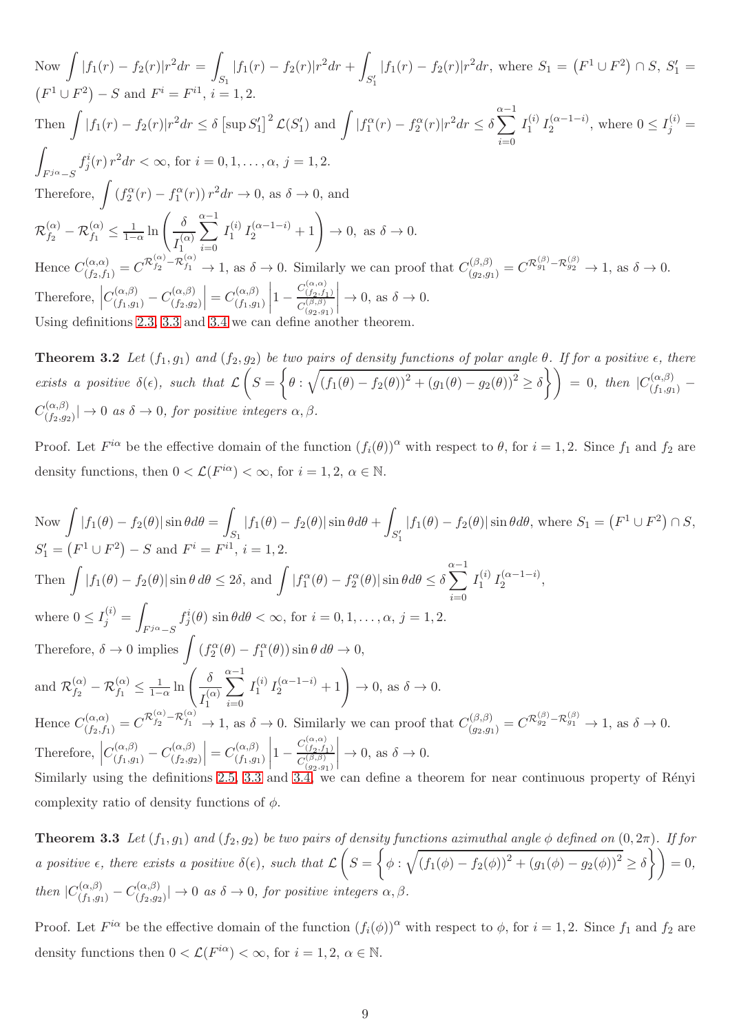Now $\int |f_1(r) - f_2(r)|r^2dr = \int_{S_1} |f_1(r) - f_2(r)|r^2dr + \int_{S_1'} |f_1(r) - f_2(r)|r^2dr$, where $S_1 = \left(F^1 \cup F^2\right) \cap S$, $S_1' = \left(F^1 \cup F^2\right) - S$ and $F^i = F^{i1}$, $i = 1, 2$.

Then $\int |f_1(r) - f_2(r)|r^2dr \leq \delta \left[\sup S_1'\right]^2 \mathcal{L}(S_1')$ and $\int |f_1^\alpha(r) - f_2^\alpha(r)|r^2dr \leq \delta \sum_{i=0}^{\alpha-1} I_1^{(i)} \, I_2^{(\alpha-1-i)}$, where $0 \leq I_j^{(i)} = \int_{F^{j\alpha}-S} f_j^i(r)\, r^2dr < \infty$, for $i = 0, 1, \ldots, \alpha$, $j = 1, 2$.

Therefore, $\int \left(f_2^\alpha(r) - f_1^\alpha(r)\right) r^2dr \to 0$, as $\delta \to 0$, and

$\mathcal{R}_{f_2}^{(\alpha)} - \mathcal{R}_{f_1}^{(\alpha)} \leq \frac{1}{1-\alpha} \ln \left( \frac{\delta}{I_1^{(\alpha)}} \sum_{i=0}^{\alpha-1} I_1^{(i)} \, I_2^{(\alpha-1-i)} + 1 \right) \to 0$, as $\delta \to 0$.

Hence $C_{(f_2,f_1)}^{(\alpha,\alpha)} = C^{\mathcal{R}_{f_2}^{(\alpha)} - \mathcal{R}_{f_1}^{(\alpha)}} \to 1$, as $\delta \to 0$. Similarly we can proof that $C_{(g_2,g_1)}^{(\beta,\beta)} = C^{\mathcal{R}_{g_1}^{(\beta)} - \mathcal{R}_{g_2}^{(\beta)}} \to 1$, as $\delta \to 0$.

Therefore, $\left|C_{(f_1,g_1)}^{(\alpha,\beta)} - C_{(f_2,g_2)}^{(\alpha,\beta)}\right| = C_{(f_1,g_1)}^{(\alpha,\beta)} \left|1 - \frac{C_{(f_2,f_1)}^{(\alpha,\alpha)}}{C_{(g_2,g_1)}^{(\beta,\beta)}}\right| \to 0$, as $\delta \to 0$.

Using definitions 2.3, 3.3 and 3.4 we can define another theorem.

**Theorem 3.2** *Let $(f_1, g_1)$ and $(f_2, g_2)$ be two pairs of density functions of polar angle $\theta$. If for a positive $\epsilon$, there exists a positive $\delta(\epsilon)$, such that $\mathcal{L}\left(S = \left\{\theta : \sqrt{\left(f_1(\theta) - f_2(\theta)\right)^2 + \left(g_1(\theta) - g_2(\theta)\right)^2} \geq \delta\right\}\right) = 0$, then $|C_{(f_1,g_1)}^{(\alpha,\beta)} - C_{(f_2,g_2)}^{(\alpha,\beta)}| \to 0$ as $\delta \to 0$, for positive integers $\alpha, \beta$.*

Proof. Let $F^{i\alpha}$ be the effective domain of the function $(f_i(\theta))^\alpha$ with respect to $\theta$, for $i = 1, 2$. Since $f_1$ and $f_2$ are density functions, then $0 < \mathcal{L}(F^{i\alpha}) < \infty$, for $i = 1, 2$, $\alpha \in \mathbb{N}$.

Now $\int |f_1(\theta) - f_2(\theta)| \sin\theta d\theta = \int_{S_1} |f_1(\theta) - f_2(\theta)| \sin\theta d\theta + \int_{S_1'} |f_1(\theta) - f_2(\theta)| \sin\theta d\theta$, where $S_1 = \left(F^1 \cup F^2\right) \cap S$, $S_1' = \left(F^1 \cup F^2\right) - S$ and $F^i = F^{i1}$, $i = 1, 2$.

Then $\int |f_1(\theta) - f_2(\theta)| \sin\theta \, d\theta \leq 2\delta$, and $\int |f_1^\alpha(\theta) - f_2^\alpha(\theta)| \sin\theta d\theta \leq \delta \sum_{i=0}^{\alpha-1} I_1^{(i)} \, I_2^{(\alpha-1-i)}$,

where $0 \leq I_j^{(i)} = \int_{F^{j\alpha}-S} f_j^i(\theta) \sin\theta d\theta < \infty$, for $i = 0, 1, \ldots, \alpha$, $j = 1, 2$.

Therefore, $\delta \to 0$ implies $\int \left(f_2^\alpha(\theta) - f_1^\alpha(\theta)\right) \sin\theta \, d\theta \to 0$,

and $\mathcal{R}_{f_2}^{(\alpha)} - \mathcal{R}_{f_1}^{(\alpha)} \leq \frac{1}{1-\alpha} \ln \left( \frac{\delta}{I_1^{(\alpha)}} \sum_{i=0}^{\alpha-1} I_1^{(i)} \, I_2^{(\alpha-1-i)} + 1 \right) \to 0$, as $\delta \to 0$.

Hence $C_{(f_2,f_1)}^{(\alpha,\alpha)} = C^{\mathcal{R}_{f_2}^{(\alpha)} - \mathcal{R}_{f_1}^{(\alpha)}} \to 1$, as $\delta \to 0$. Similarly we can proof that $C_{(g_2,g_1)}^{(\beta,\beta)} = C^{\mathcal{R}_{g_2}^{(\beta)} - \mathcal{R}_{g_1}^{(\beta)}} \to 1$, as $\delta \to 0$.

Therefore, $\left|C_{(f_1,g_1)}^{(\alpha,\beta)} - C_{(f_2,g_2)}^{(\alpha,\beta)}\right| = C_{(f_1,g_1)}^{(\alpha,\beta)} \left|1 - \frac{C_{(f_2,f_1)}^{(\alpha,\alpha)}}{C_{(g_2,g_1)}^{(\beta,\beta)}}\right| \to 0$, as $\delta \to 0$.

Similarly using the definitions 2.5, 3.3 and 3.4, we can define a theorem for near continuous property of Rényi complexity ratio of density functions of $\phi$.

**Theorem 3.3** *Let $(f_1, g_1)$ and $(f_2, g_2)$ be two pairs of density functions azimuthal angle $\phi$ defined on $(0, 2\pi)$. If for a positive $\epsilon$, there exists a positive $\delta(\epsilon)$, such that $\mathcal{L}\left(S = \left\{\phi : \sqrt{\left(f_1(\phi) - f_2(\phi)\right)^2 + \left(g_1(\phi) - g_2(\phi)\right)^2} \geq \delta\right\}\right) = 0$, then $|C_{(f_1,g_1)}^{(\alpha,\beta)} - C_{(f_2,g_2)}^{(\alpha,\beta)}| \to 0$ as $\delta \to 0$, for positive integers $\alpha, \beta$.*

Proof. Let $F^{i\alpha}$ be the effective domain of the function $(f_i(\phi))^\alpha$ with respect to $\phi$, for $i = 1, 2$. Since $f_1$ and $f_2$ are density functions then $0 < \mathcal{L}(F^{i\alpha}) < \infty$, for $i = 1, 2$, $\alpha \in \mathbb{N}$.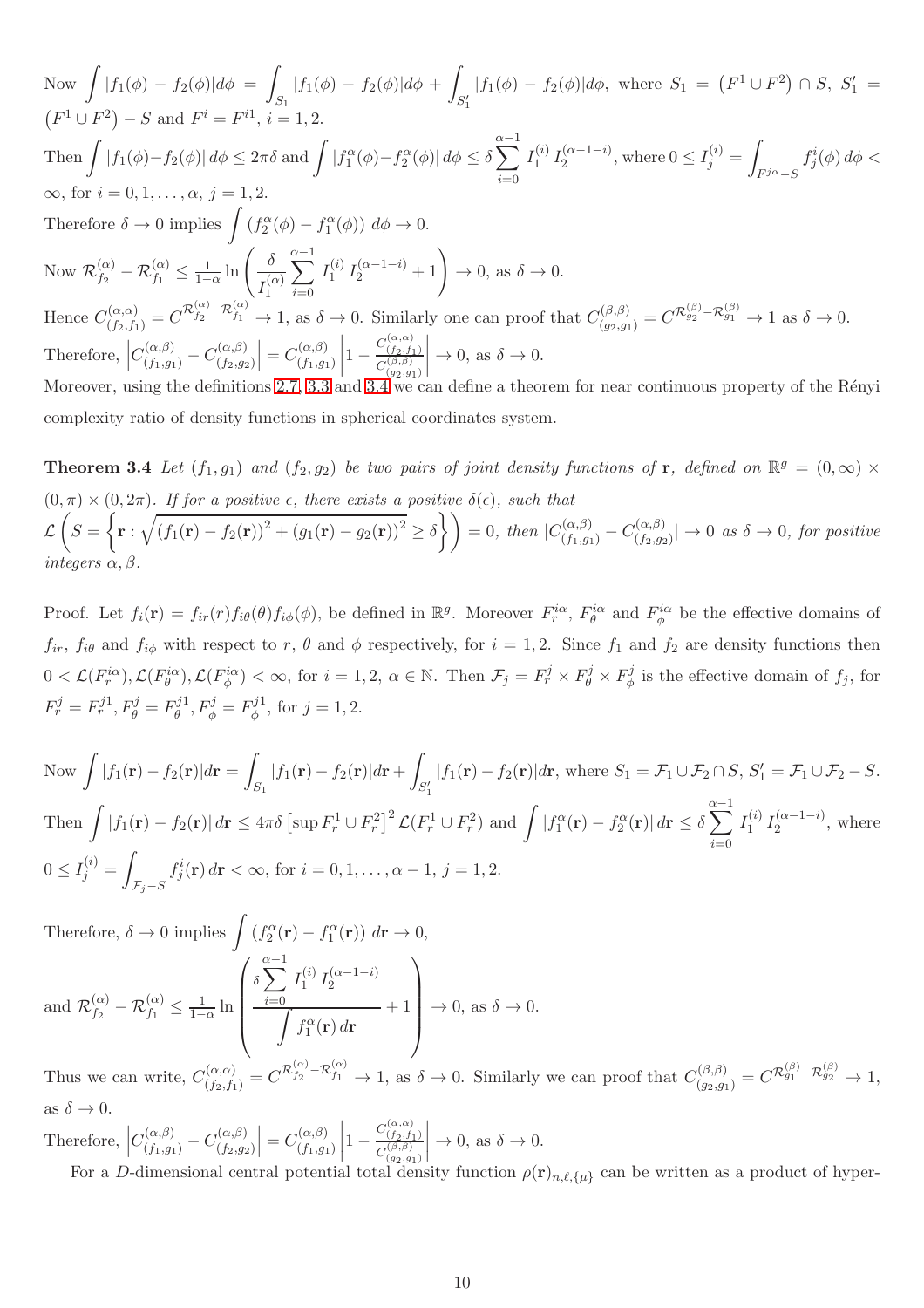Now $\int |f_1(\phi) - f_2(\phi)| d\phi = \int_{S_1} |f_1(\phi) - f_2(\phi)| d\phi + \int_{S_1'} |f_1(\phi) - f_2(\phi)| d\phi$, where $S_1 = \left(F^1 \cup F^2\right) \cap S$, $S_1' = \left(F^1 \cup F^2\right) - S$ and $F^i = F^{i1}$, $i = 1, 2$.

Then $\int |f_1(\phi) - f_2(\phi)|\, d\phi \leq 2\pi\delta$ and $\int |f_1^\alpha(\phi) - f_2^\alpha(\phi)|\, d\phi \leq \delta \sum_{i=0}^{\alpha-1} I_1^{(i)}\, I_2^{(\alpha-1-i)}$, where $0 \leq I_j^{(i)} = \int_{F^{j\alpha}-S} f_j^i(\phi)\, d\phi < \infty$, for $i = 0, 1, \ldots, \alpha$, $j = 1, 2$.

Therefore $\delta \to 0$ implies $\int \left(f_2^\alpha(\phi) - f_1^\alpha(\phi)\right)\, d\phi \to 0$.

Now $\mathcal{R}_{f_2}^{(\alpha)} - \mathcal{R}_{f_1}^{(\alpha)} \leq \frac{1}{1-\alpha} \ln \left( \frac{\delta}{I_1^{(\alpha)}} \sum_{i=0}^{\alpha-1} I_1^{(i)}\, I_2^{(\alpha-1-i)} + 1 \right) \to 0$, as $\delta \to 0$.

Hence $C_{(f_2,f_1)}^{(\alpha,\alpha)} = C^{\mathcal{R}_{f_2}^{(\alpha)} - \mathcal{R}_{f_1}^{(\alpha)}} \to 1$, as $\delta \to 0$. Similarly one can proof that $C_{(g_2,g_1)}^{(\beta,\beta)} = C^{\mathcal{R}_{g_2}^{(\beta)} - \mathcal{R}_{g_1}^{(\beta)}} \to 1$ as $\delta \to 0$.

Therefore, $\left| C_{(f_1,g_1)}^{(\alpha,\beta)} - C_{(f_2,g_2)}^{(\alpha,\beta)} \right| = C_{(f_1,g_1)}^{(\alpha,\beta)} \left| 1 - \frac{C_{(f_2,f_1)}^{(\alpha,\alpha)}}{C_{(g_2,g_1)}^{(\beta,\beta)}} \right| \to 0$, as $\delta \to 0$.

Moreover, using the definitions 2.7, 3.3 and 3.4 we can define a theorem for near continuous property of the Rényi complexity ratio of density functions in spherical coordinates system.

**Theorem 3.4** *Let $(f_1, g_1)$ and $(f_2, g_2)$ be two pairs of joint density functions of $\mathbf{r}$, defined on $\mathbb{R}^g = (0, \infty) \times (0, \pi) \times (0, 2\pi)$. If for a positive $\epsilon$, there exists a positive $\delta(\epsilon)$, such that $\mathcal{L}\left( S = \left\{ \mathbf{r} : \sqrt{\left(f_1(\mathbf{r}) - f_2(\mathbf{r})\right)^2 + \left(g_1(\mathbf{r}) - g_2(\mathbf{r})\right)^2} \geq \delta \right\} \right) = 0$, then $|C_{(f_1,g_1)}^{(\alpha,\beta)} - C_{(f_2,g_2)}^{(\alpha,\beta)}| \to 0$ as $\delta \to 0$, for positive integers $\alpha, \beta$.*

Proof. Let $f_i(\mathbf{r}) = f_{ir}(r) f_{i\theta}(\theta) f_{i\phi}(\phi)$, be defined in $\mathbb{R}^g$. Moreover $F_r^{i\alpha}$, $F_\theta^{i\alpha}$ and $F_\phi^{i\alpha}$ be the effective domains of $f_{ir}$, $f_{i\theta}$ and $f_{i\phi}$ with respect to $r$, $\theta$ and $\phi$ respectively, for $i = 1, 2$. Since $f_1$ and $f_2$ are density functions then $0 < \mathcal{L}(F_r^{i\alpha}), \mathcal{L}(F_\theta^{i\alpha}), \mathcal{L}(F_\phi^{i\alpha}) < \infty$, for $i = 1, 2$, $\alpha \in \mathbb{N}$. Then $\mathcal{F}_j = F_r^j \times F_\theta^j \times F_\phi^j$ is the effective domain of $f_j$, for $F_r^j = F_r^{j1}, F_\theta^j = F_\theta^{j1}, F_\phi^j = F_\phi^{j1}$, for $j = 1, 2$.

Now $\int |f_1(\mathbf{r}) - f_2(\mathbf{r})| d\mathbf{r} = \int_{S_1} |f_1(\mathbf{r}) - f_2(\mathbf{r})| d\mathbf{r} + \int_{S_1'} |f_1(\mathbf{r}) - f_2(\mathbf{r})| d\mathbf{r}$, where $S_1 = \mathcal{F}_1 \cup \mathcal{F}_2 \cap S$, $S_1' = \mathcal{F}_1 \cup \mathcal{F}_2 - S$.

Then $\int |f_1(\mathbf{r}) - f_2(\mathbf{r})|\, d\mathbf{r} \leq 4\pi\delta \left[\sup F_r^1 \cup F_r^2\right]^2 \mathcal{L}(F_r^1 \cup F_r^2)$ and $\int |f_1^\alpha(\mathbf{r}) - f_2^\alpha(\mathbf{r})|\, d\mathbf{r} \leq \delta \sum_{i=0}^{\alpha-1} I_1^{(i)}\, I_2^{(\alpha-1-i)}$, where $0 \leq I_j^{(i)} = \int_{\mathcal{F}_j - S} f_j^i(\mathbf{r})\, d\mathbf{r} < \infty$, for $i = 0, 1, \ldots, \alpha - 1$, $j = 1, 2$.

Therefore, $\delta \to 0$ implies $\int \left(f_2^\alpha(\mathbf{r}) - f_1^\alpha(\mathbf{r})\right)\, d\mathbf{r} \to 0$,

and $\mathcal{R}_{f_2}^{(\alpha)} - \mathcal{R}_{f_1}^{(\alpha)} \leq \frac{1}{1-\alpha} \ln \left( \frac{\delta \sum_{i=0}^{\alpha-1} I_1^{(i)}\, I_2^{(\alpha-1-i)}}{\int f_1^\alpha(\mathbf{r})\, d\mathbf{r}} + 1 \right) \to 0$, as $\delta \to 0$.

Thus we can write, $C_{(f_2,f_1)}^{(\alpha,\alpha)} = C^{\mathcal{R}_{f_2}^{(\alpha)} - \mathcal{R}_{f_1}^{(\alpha)}} \to 1$, as $\delta \to 0$. Similarly we can proof that $C_{(g_2,g_1)}^{(\beta,\beta)} = C^{\mathcal{R}_{g_1}^{(\beta)} - \mathcal{R}_{g_2}^{(\beta)}} \to 1$, as $\delta \to 0$.

Therefore, $\left| C_{(f_1,g_1)}^{(\alpha,\beta)} - C_{(f_2,g_2)}^{(\alpha,\beta)} \right| = C_{(f_1,g_1)}^{(\alpha,\beta)} \left| 1 - \frac{C_{(f_2,f_1)}^{(\alpha,\alpha)}}{C_{(g_2,g_1)}^{(\beta,\beta)}} \right| \to 0$, as $\delta \to 0$.

For a $D$-dimensional central potential total density function $\rho(\mathbf{r})_{n,\ell,\{\mu\}}$ can be written as a product of hyper-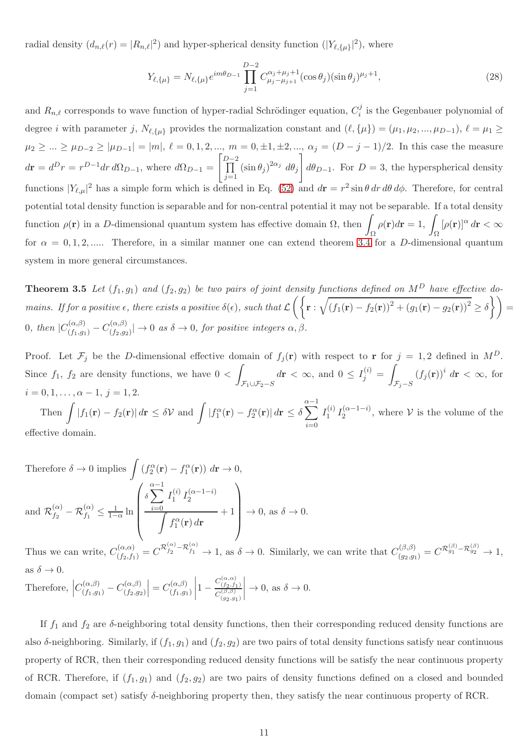radial density ($d_{n,\ell}(r) = |R_{n,\ell}|^2$) and hyper-spherical density function ($|Y_{\ell,\{\mu\}}|^2$), where

$$Y_{\ell,\{\mu\}} = N_{\ell,\{\mu\}} e^{im\theta_{D-1}} \prod_{j=1}^{D-2} C^{\alpha_j+\mu_j+1}_{\mu_j-\mu_{j+1}}(\cos\theta_j)(\sin\theta_j)^{\mu_j+1}, \tag{28}$$

and $R_{n,\ell}$ corresponds to wave function of hyper-radial Schrödinger equation, $C_i^j$ is the Gegenbauer polynomial of degree $i$ with parameter $j$, $N_{\ell,\{\mu\}}$ provides the normalization constant and $(\ell, \{\mu\}) = (\mu_1, \mu_2, ..., \mu_{D-1})$, $\ell = \mu_1 \geq \mu_2 \geq ... \geq \mu_{D-2} \geq |\mu_{D-1}| = |m|$, $\ell = 0, 1, 2, ...$, $m = 0, \pm1, \pm2, ...$, $\alpha_j = (D-j-1)/2$. In this case the measure $d\mathbf{r} = d^D r = r^{D-1} dr\, d\Omega_{D-1}$, where $d\Omega_{D-1} = \left[\prod_{j=1}^{D-2} (\sin\theta_j)^{2\alpha_j}\, d\theta_j\right] d\theta_{D-1}$. For $D = 3$, the hyperspherical density functions $|Y_{\ell,\mu}|^2$ has a simple form which is defined in Eq. (52) and $d\mathbf{r} = r^2 \sin\theta\, dr\, d\theta\, d\phi$. Therefore, for central potential total density function is separable and for non-central potential it may not be separable. If a total density function $\rho(\mathbf{r})$ in a $D$-dimensional quantum system has effective domain $\Omega$, then $\int_\Omega \rho(\mathbf{r}) d\mathbf{r} = 1$, $\int_\Omega [\rho(\mathbf{r})]^\alpha\, d\mathbf{r} < \infty$ for $\alpha = 0, 1, 2, ....$ Therefore, in a similar manner one can extend theorem 3.4 for a $D$-dimensional quantum system in more general circumstances.

**Theorem 3.5** *Let $(f_1, g_1)$ and $(f_2, g_2)$ be two pairs of joint density functions defined on $M^D$ have effective domains. If for a positive $\epsilon$, there exists a positive $\delta(\epsilon)$, such that $\mathcal{L}\left(\left\{\mathbf{r} : \sqrt{(f_1(\mathbf{r}) - f_2(\mathbf{r}))^2 + (g_1(\mathbf{r}) - g_2(\mathbf{r}))^2} \geq \delta\right\}\right) = 0$, then $|C^{(\alpha,\beta)}_{(f_1,g_1)} - C^{(\alpha,\beta)}_{(f_2,g_2)}| \to 0$ as $\delta \to 0$, for positive integers $\alpha, \beta$.*

Proof. Let $\mathcal{F}_j$ be the $D$-dimensional effective domain of $f_j(\mathbf{r})$ with respect to $\mathbf{r}$ for $j = 1, 2$ defined in $M^D$. Since $f_1$, $f_2$ are density functions, we have $0 < \int_{\mathcal{F}_1 \cup \mathcal{F}_2 - S} d\mathbf{r} < \infty$, and $0 \leq I_j^{(i)} = \int_{\mathcal{F}_j - S} (f_j(\mathbf{r}))^i\, d\mathbf{r} < \infty$, for $i = 0, 1, \ldots, \alpha-1$, $j = 1, 2$.

Then $\int |f_1(\mathbf{r}) - f_2(\mathbf{r})|\, d\mathbf{r} \leq \delta\mathcal{V}$ and $\int |f_1^\alpha(\mathbf{r}) - f_2^\alpha(\mathbf{r})|\, d\mathbf{r} \leq \delta \sum_{i=0}^{\alpha-1} I_1^{(i)}\, I_2^{(\alpha-1-i)}$, where $\mathcal{V}$ is the volume of the effective domain.

Therefore $\delta \to 0$ implies $\int (f_2^\alpha(\mathbf{r}) - f_1^\alpha(\mathbf{r}))\, d\mathbf{r} \to 0$,

and $\mathcal{R}^{(\alpha)}_{f_2} - \mathcal{R}^{(\alpha)}_{f_1} \leq \frac{1}{1-\alpha} \ln\left(\frac{\delta \sum_{i=0}^{\alpha-1} I_1^{(i)}\, I_2^{(\alpha-1-i)}}{\int f_1^\alpha(\mathbf{r})\, d\mathbf{r}} + 1\right) \to 0$, as $\delta \to 0$.

Thus we can write, $C^{(\alpha,\alpha)}_{(f_2,f_1)} = C^{\mathcal{R}^{(\alpha)}_{f_2} - \mathcal{R}^{(\alpha)}_{f_1}} \to 1$, as $\delta \to 0$. Similarly, we can write that $C^{(\beta,\beta)}_{(g_2,g_1)} = C^{\mathcal{R}^{(\beta)}_{g_1} - \mathcal{R}^{(\beta)}_{g_2}} \to 1$, as $\delta \to 0$.

Therefore, $\left|C^{(\alpha,\beta)}_{(f_1,g_1)} - C^{(\alpha,\beta)}_{(f_2,g_2)}\right| = C^{(\alpha,\beta)}_{(f_1,g_1)} \left|1 - \frac{C^{(\alpha,\alpha)}_{(f_2,f_1)}}{C^{(\beta,\beta)}_{(g_2,g_1)}}\right| \to 0$, as $\delta \to 0$.

If $f_1$ and $f_2$ are $\delta$-neighboring total density functions, then their corresponding reduced density functions are also $\delta$-neighboring. Similarly, if $(f_1, g_1)$ and $(f_2, g_2)$ are two pairs of total density functions satisfy near continuous property of RCR, then their corresponding reduced density functions will be satisfy the near continuous property of RCR. Therefore, if $(f_1, g_1)$ and $(f_2, g_2)$ are two pairs of density functions defined on a closed and bounded domain (compact set) satisfy $\delta$-neighboring property then, they satisfy the near continuous property of RCR.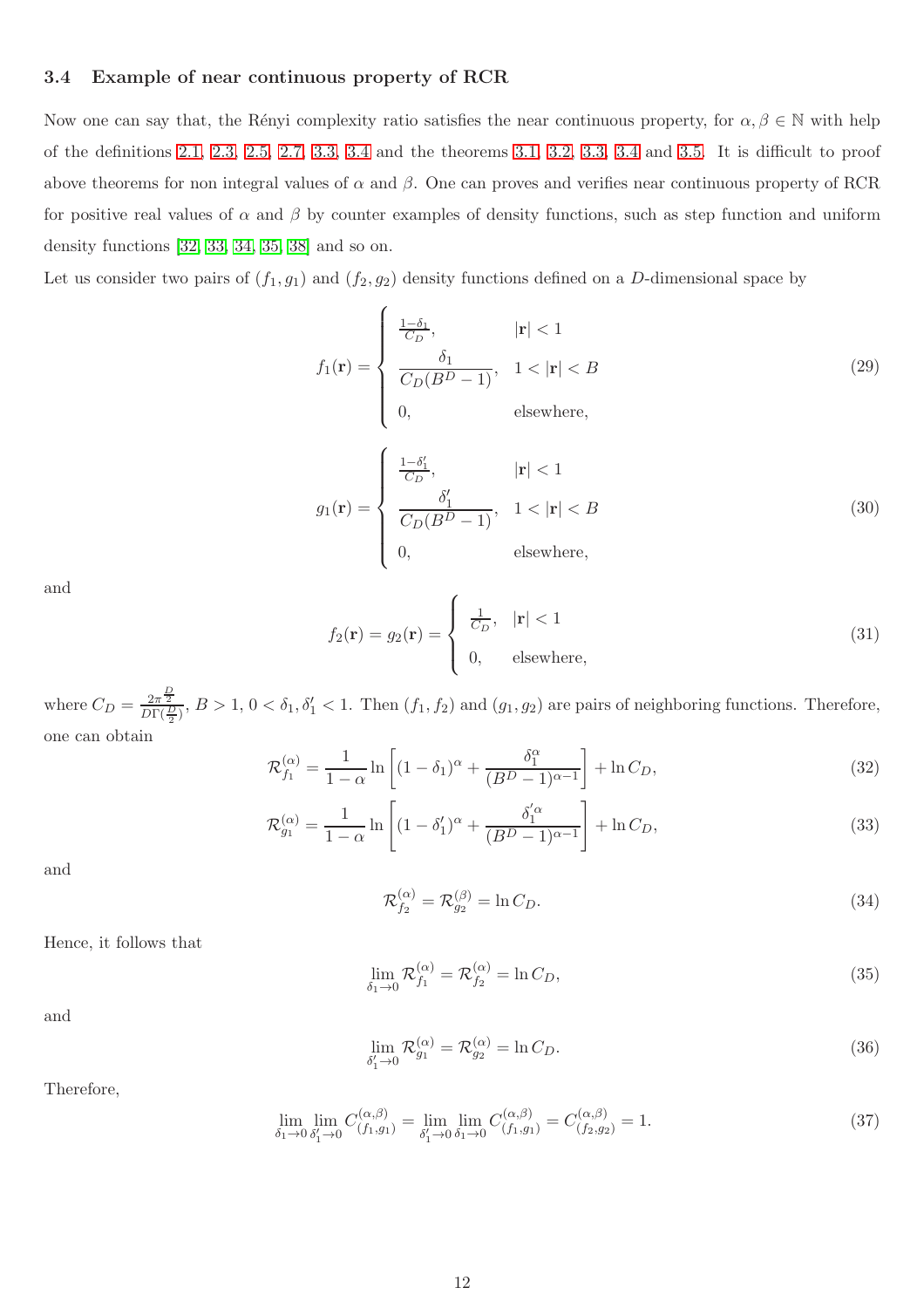### 3.4 Example of near continuous property of RCR

Now one can say that, the Rényi complexity ratio satisfies the near continuous property, for $\alpha, \beta \in \mathbb{N}$ with help of the definitions 2.1, 2.3, 2.5, 2.7, 3.3, 3.4 and the theorems 3.1, 3.2, 3.3, 3.4 and 3.5. It is difficult to proof above theorems for non integral values of $\alpha$ and $\beta$. One can proves and verifies near continuous property of RCR for positive real values of $\alpha$ and $\beta$ by counter examples of density functions, such as step function and uniform density functions [32, 33, 34, 35, 38] and so on.

Let us consider two pairs of $(f_1, g_1)$ and $(f_2, g_2)$ density functions defined on a $D$-dimensional space by

$$f_1(\mathbf{r}) = \begin{cases} \frac{1-\delta_1}{C_D}, & |\mathbf{r}| < 1 \\ \dfrac{\delta_1}{C_D(B^D - 1)}, & 1 < |\mathbf{r}| < B \\ 0, & \text{elsewhere,} \end{cases} \tag{29}$$

$$g_1(\mathbf{r}) = \begin{cases} \frac{1-\delta_1'}{C_D}, & |\mathbf{r}| < 1 \\ \dfrac{\delta_1'}{C_D(B^D - 1)}, & 1 < |\mathbf{r}| < B \\ 0, & \text{elsewhere,} \end{cases} \tag{30}$$

and

$$f_2(\mathbf{r}) = g_2(\mathbf{r}) = \begin{cases} \frac{1}{C_D}, & |\mathbf{r}| < 1 \\ 0, & \text{elsewhere,} \end{cases} \tag{31}$$

where $C_D = \frac{2\pi^{\frac{D}{2}}}{D\Gamma(\frac{D}{2})}$, $B > 1$, $0 < \delta_1, \delta_1' < 1$. Then $(f_1, f_2)$ and $(g_1, g_2)$ are pairs of neighboring functions. Therefore, one can obtain

$$\mathcal{R}_{f_1}^{(\alpha)} = \frac{1}{1-\alpha} \ln \left[ (1-\delta_1)^\alpha + \frac{\delta_1^\alpha}{(B^D - 1)^{\alpha - 1}} \right] + \ln C_D, \tag{32}$$

$$\mathcal{R}_{g_1}^{(\alpha)} = \frac{1}{1-\alpha} \ln \left[ (1-\delta_1')^\alpha + \frac{\delta_1'^{\alpha}}{(B^D - 1)^{\alpha - 1}} \right] + \ln C_D, \tag{33}$$

and

$$\mathcal{R}_{f_2}^{(\alpha)} = \mathcal{R}_{g_2}^{(\beta)} = \ln C_D. \tag{34}$$

Hence, it follows that

$$\lim_{\delta_1 \to 0} \mathcal{R}_{f_1}^{(\alpha)} = \mathcal{R}_{f_2}^{(\alpha)} = \ln C_D, \tag{35}$$

and

$$\lim_{\delta_1' \to 0} \mathcal{R}_{g_1}^{(\alpha)} = \mathcal{R}_{g_2}^{(\alpha)} = \ln C_D. \tag{36}$$

Therefore,

$$\lim_{\delta_1 \to 0} \lim_{\delta_1' \to 0} C_{(f_1, g_1)}^{(\alpha, \beta)} = \lim_{\delta_1' \to 0} \lim_{\delta_1 \to 0} C_{(f_1, g_1)}^{(\alpha, \beta)} = C_{(f_2, g_2)}^{(\alpha, \beta)} = 1. \tag{37}$$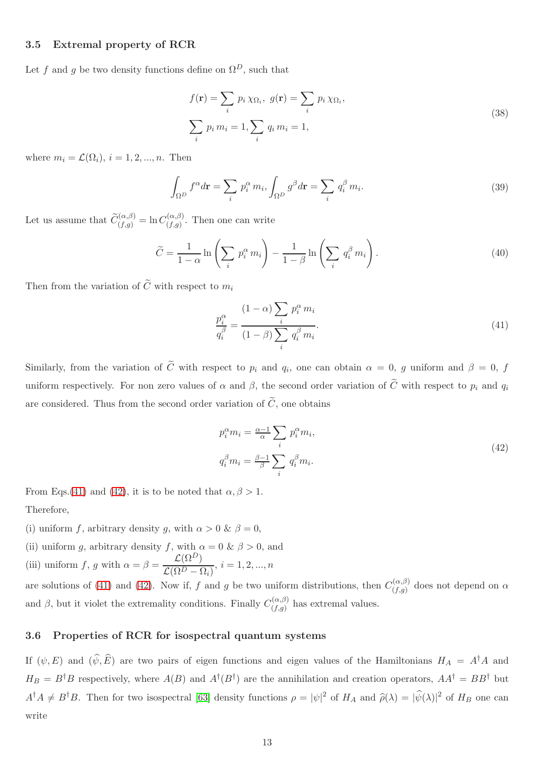### 3.5 Extremal property of RCR

Let $f$ and $g$ be two density functions define on $\Omega^D$, such that

$$
\begin{aligned}
& f(\mathbf{r}) = \sum_i p_i \, \chi_{\Omega_i}, \; g(\mathbf{r}) = \sum_i p_i \, \chi_{\Omega_i}, \\
& \sum_i p_i \, m_i = 1, \sum_i q_i \, m_i = 1,
\end{aligned}
\tag{38}
$$

where $m_i = \mathcal{L}(\Omega_i)$, $i = 1, 2, ..., n$. Then

$$
\int_{\Omega^D} f^{\alpha} d\mathbf{r} = \sum_i p_i^{\alpha} \, m_i, \int_{\Omega^D} g^{\beta} d\mathbf{r} = \sum_i q_i^{\beta} \, m_i.
\tag{39}
$$

Let us assume that $\widetilde{C}_{(f,g)}^{(\alpha,\beta)} = \ln C_{(f,g)}^{(\alpha,\beta)}$. Then one can write

$$
\widetilde{C} = \frac{1}{1-\alpha} \ln \left( \sum_i p_i^{\alpha} \, m_i \right) - \frac{1}{1-\beta} \ln \left( \sum_i q_i^{\beta} \, m_i \right).
\tag{40}
$$

Then from the variation of $\widetilde{C}$ with respect to $m_i$

$$
\frac{p_i^{\alpha}}{q_i^{\beta}} = \frac{(1-\alpha) \sum_i p_i^{\alpha} \, m_i}{(1-\beta) \sum_i q_i^{\beta} \, m_i}.
\tag{41}
$$

Similarly, from the variation of $\widetilde{C}$ with respect to $p_i$ and $q_i$, one can obtain $\alpha = 0$, $g$ uniform and $\beta = 0$, $f$ uniform respectively. For non zero values of $\alpha$ and $\beta$, the second order variation of $\widetilde{C}$ with respect to $p_i$ and $q_i$ are considered. Thus from the second order variation of $\widetilde{C}$, one obtains

$$
\begin{aligned}
p_i^{\alpha} m_i &= \tfrac{\alpha-1}{\alpha} \sum_i p_i^{\alpha} m_i, \\
q_i^{\beta} m_i &= \tfrac{\beta-1}{\beta} \sum_i q_i^{\beta} m_i.
\end{aligned}
\tag{42}
$$

From Eqs.(41) and (42), it is to be noted that $\alpha, \beta > 1$.

Therefore,

(i) uniform $f$, arbitrary density $g$, with $\alpha > 0$ & $\beta = 0$,

(ii) uniform $g$, arbitrary density $f$, with $\alpha = 0$ & $\beta > 0$, and

(iii) uniform $f$, $g$ with $\alpha = \beta = \dfrac{\mathcal{L}(\Omega^D)}{\mathcal{L}(\Omega^D - \Omega_i)}$, $i = 1, 2, ..., n$

are solutions of (41) and (42). Now if, $f$ and $g$ be two uniform distributions, then $C_{(f,g)}^{(\alpha,\beta)}$ does not depend on $\alpha$ and $\beta$, but it violet the extremality conditions. Finally $C_{(f,g)}^{(\alpha,\beta)}$ has extremal values.

### 3.6 Properties of RCR for isospectral quantum systems

If $(\psi, E)$ and $(\widehat{\psi}, \widehat{E})$ are two pairs of eigen functions and eigen values of the Hamiltonians $H_A = A^{\dagger}A$ and $H_B = B^{\dagger}B$ respectively, where $A(B)$ and $A^{\dagger}(B^{\dagger})$ are the annihilation and creation operators, $AA^{\dagger} = BB^{\dagger}$ but $A^{\dagger}A \neq B^{\dagger}B$. Then for two isospectral [63] density functions $\rho = |\psi|^2$ of $H_A$ and $\widehat{\rho}(\lambda) = |\widehat{\psi}(\lambda)|^2$ of $H_B$ one can write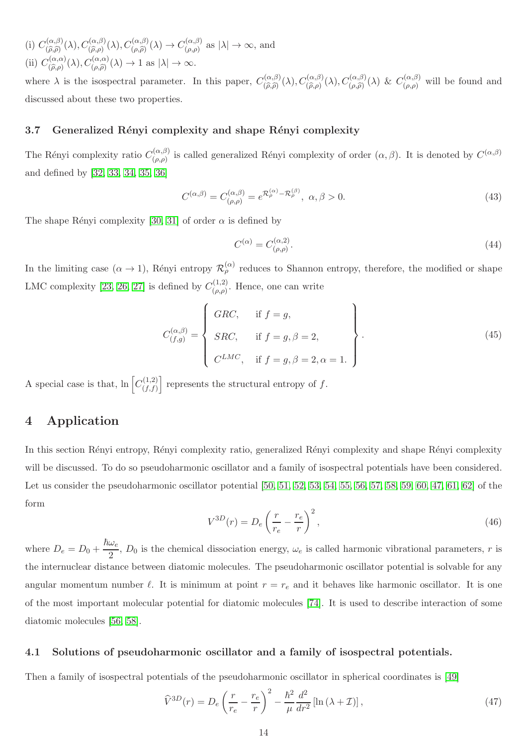(i) $C^{(\alpha,\beta)}_{(\widehat{\rho},\widehat{\rho})}(\lambda), C^{(\alpha,\beta)}_{(\widehat{\rho},\rho)}(\lambda), C^{(\alpha,\beta)}_{(\rho,\widehat{\rho})}(\lambda) \to C^{(\alpha,\beta)}_{(\rho,\rho)}$ as $|\lambda| \to \infty$, and

(ii) $C^{(\alpha,\alpha)}_{(\widehat{\rho},\rho)}(\lambda), C^{(\alpha,\alpha)}_{(\rho,\widehat{\rho})}(\lambda) \to 1$ as $|\lambda| \to \infty$.

where $\lambda$ is the isospectral parameter. In this paper, $C^{(\alpha,\beta)}_{(\widehat{\rho},\widehat{\rho})}(\lambda), C^{(\alpha,\beta)}_{(\widehat{\rho},\rho)}(\lambda), C^{(\alpha,\beta)}_{(\rho,\widehat{\rho})}(\lambda)$ & $C^{(\alpha,\beta)}_{(\rho,\rho)}$ will be found and discussed about these two properties.

### 3.7 Generalized Rényi complexity and shape Rényi complexity

The Rényi complexity ratio $C^{(\alpha,\beta)}_{(\rho,\rho)}$ is called generalized Rényi complexity of order $(\alpha, \beta)$. It is denoted by $C^{(\alpha,\beta)}$ and defined by [32, 33, 34, 35, 36]

$$C^{(\alpha,\beta)} = C^{(\alpha,\beta)}_{(\rho,\rho)} = e^{\mathcal{R}^{(\alpha)}_{\rho} - \mathcal{R}^{(\beta)}_{\rho}}, \ \alpha, \beta > 0. \tag{43}$$

The shape Rényi complexity [30, 31] of order $\alpha$ is defined by

$$C^{(\alpha)} = C^{(\alpha,2)}_{(\rho,\rho)}. \tag{44}$$

In the limiting case ($\alpha \to 1$), Rényi entropy $\mathcal{R}^{(\alpha)}_{\rho}$ reduces to Shannon entropy, therefore, the modified or shape LMC complexity [23, 26, 27] is defined by $C^{(1,2)}_{(\rho,\rho)}$. Hence, one can write

$$C^{(\alpha,\beta)}_{(f,g)} = \left\{ \begin{array}{ll} GRC, & \text{if } f = g, \\ SRC, & \text{if } f = g, \beta = 2, \\ C^{LMC}, & \text{if } f = g, \beta = 2, \alpha = 1. \end{array} \right\}. \tag{45}$$

A special case is that, $\ln\left[C^{(1,2)}_{(f,f)}\right]$ represents the structural entropy of $f$.

## 4 Application

In this section Rényi entropy, Rényi complexity ratio, generalized Rényi complexity and shape Rényi complexity will be discussed. To do so pseudoharmonic oscillator and a family of isospectral potentials have been considered. Let us consider the pseudoharmonic oscillator potential [50, 51, 52, 53, 54, 55, 56, 57, 58, 59, 60, 47, 61, 62] of the form

$$V^{3D}(r) = D_e \left( \frac{r}{r_e} - \frac{r_e}{r} \right)^2, \tag{46}$$

where $D_e = D_0 + \dfrac{\hbar \omega_e}{2}$, $D_0$ is the chemical dissociation energy, $\omega_e$ is called harmonic vibrational parameters, $r$ is the internuclear distance between diatomic molecules. The pseudoharmonic oscillator potential is solvable for any angular momentum number $\ell$. It is minimum at point $r = r_e$ and it behaves like harmonic oscillator. It is one of the most important molecular potential for diatomic molecules [74]. It is used to describe interaction of some diatomic molecules [56, 58].

### 4.1 Solutions of pseudoharmonic oscillator and a family of isospectral potentials.

Then a family of isospectral potentials of the pseudoharmonic oscillator in spherical coordinates is [49]

$$\widehat{V}^{3D}(r) = D_e \left( \frac{r}{r_e} - \frac{r_e}{r} \right)^2 - \frac{\hbar^2}{\mu} \frac{d^2}{dr^2} \left[ \ln\left(\lambda + \mathcal{I}\right) \right], \tag{47}$$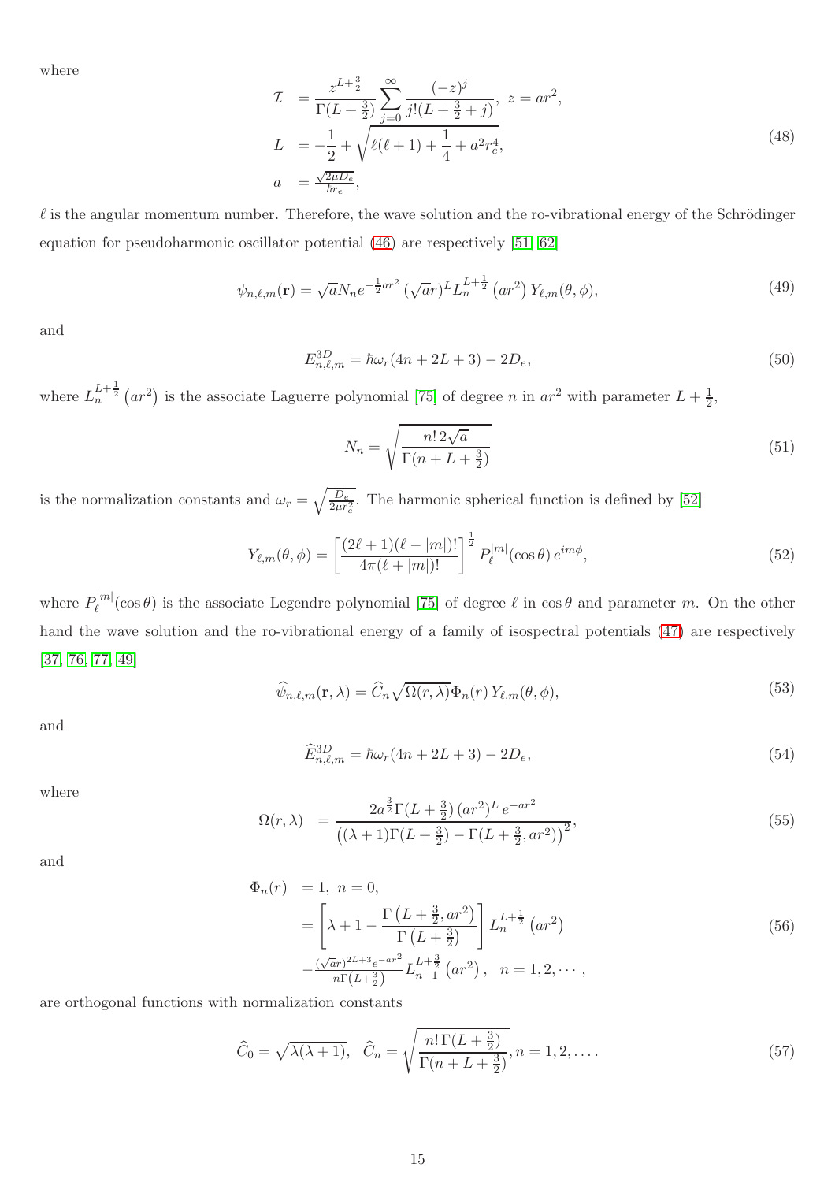where

$$
\begin{aligned}
\mathcal{I} &= \frac{z^{L+\frac{3}{2}}}{\Gamma(L+\frac{3}{2})}\sum_{j=0}^{\infty}\frac{(-z)^j}{j!(L+\frac{3}{2}+j)},\ z=ar^2,\\
L &= -\frac{1}{2}+\sqrt{\ell(\ell+1)+\frac{1}{4}+a^2r_e^4},\\
a &= \frac{\sqrt{2\mu D_e}}{\hbar r_e},
\end{aligned}
\tag{48}
$$

$\ell$ is the angular momentum number. Therefore, the wave solution and the ro-vibrational energy of the Schrödinger equation for pseudoharmonic oscillator potential (46) are respectively [51, 62]

$$
\psi_{n,\ell,m}(\mathbf{r}) = \sqrt{a}N_n e^{-\frac{1}{2}ar^2}\,(\sqrt{a}r)^L L_n^{L+\frac{1}{2}}\left(ar^2\right)Y_{\ell,m}(\theta,\phi),
\tag{49}
$$

and

$$
E^{3D}_{n,\ell,m} = \hbar\omega_r(4n+2L+3)-2D_e,
\tag{50}
$$

where $L_n^{L+\frac{1}{2}}\left(ar^2\right)$ is the associate Laguerre polynomial [75] of degree $n$ in $ar^2$ with parameter $L+\frac{1}{2}$,

$$
N_n = \sqrt{\frac{n!\,2\sqrt{a}}{\Gamma(n+L+\frac{3}{2})}}
\tag{51}
$$

is the normalization constants and $\omega_r = \sqrt{\frac{D_e}{2\mu r_e^2}}$. The harmonic spherical function is defined by [52]

$$
Y_{\ell,m}(\theta,\phi) = \left[\frac{(2\ell+1)(\ell-|m|)!}{4\pi(\ell+|m|)!}\right]^{\frac{1}{2}} P_\ell^{|m|}(\cos\theta)\,e^{im\phi},
\tag{52}
$$

where $P_\ell^{|m|}(\cos\theta)$ is the associate Legendre polynomial [75] of degree $\ell$ in $\cos\theta$ and parameter $m$. On the other hand the wave solution and the ro-vibrational energy of a family of isospectral potentials (47) are respectively [37, 76, 77, 49]

$$
\widehat{\psi}_{n,\ell,m}(\mathbf{r},\lambda) = \widehat{C}_n\sqrt{\Omega(r,\lambda)}\Phi_n(r)\,Y_{\ell,m}(\theta,\phi),
\tag{53}
$$

and

$$
\widehat{E}^{3D}_{n,\ell,m} = \hbar\omega_r(4n+2L+3)-2D_e,
\tag{54}
$$

where

$$
\Omega(r,\lambda) = \frac{2a^{\frac{3}{2}}\Gamma(L+\frac{3}{2})\,(ar^2)^L\,e^{-ar^2}}{\left((\lambda+1)\Gamma(L+\frac{3}{2})-\Gamma(L+\frac{3}{2},ar^2)\right)^2},
\tag{55}
$$

and

$$
\begin{aligned}
\Phi_n(r) &= 1,\ n=0,\\
&= \left[\lambda+1-\frac{\Gamma\left(L+\frac{3}{2},ar^2\right)}{\Gamma\left(L+\frac{3}{2}\right)}\right]L_n^{L+\frac{1}{2}}\left(ar^2\right)\\
&\quad -\frac{(\sqrt{a}r)^{2L+3}e^{-ar^2}}{n\Gamma\left(L+\frac{3}{2}\right)}L_{n-1}^{L+\frac{3}{2}}\left(ar^2\right),\quad n=1,2,\cdots,
\end{aligned}
\tag{56}
$$

are orthogonal functions with normalization constants

$$
\widehat{C}_0 = \sqrt{\lambda(\lambda+1)},\quad \widehat{C}_n = \sqrt{\frac{n!\,\Gamma(L+\frac{3}{2})}{\Gamma(n+L+\frac{3}{2})}}, n=1,2,\ldots.
\tag{57}
$$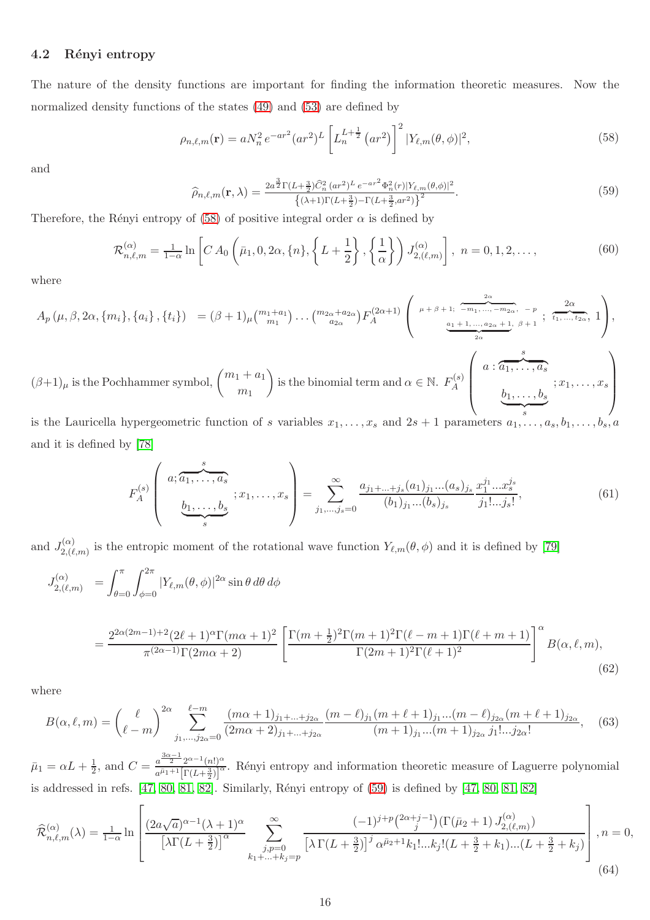### 4.2 Rényi entropy

The nature of the density functions are important for finding the information theoretic measures. Now the normalized density functions of the states (49) and (53) are defined by

$$\rho_{n,\ell,m}(\mathbf{r}) = aN_n^2\, e^{-ar^2}(ar^2)^L \left[L_n^{L+\frac{1}{2}}\left(ar^2\right)\right]^2 |Y_{\ell,m}(\theta,\phi)|^2, \tag{58}$$

and

$$\widehat{\rho}_{n,\ell,m}(\mathbf{r},\lambda) = \frac{2a^{\frac{3}{2}}\Gamma(L+\frac{3}{2})\widehat{C}_n^2\,(ar^2)^L\, e^{-ar^2}\Phi_n^2(r)|Y_{\ell,m}(\theta,\phi)|^2}{\left\{(\lambda+1)\Gamma(L+\frac{3}{2})-\Gamma(L+\frac{3}{2},ar^2)\right\}^2}. \tag{59}$$

Therefore, the Rényi entropy of (58) of positive integral order $\alpha$ is defined by

$$\mathcal{R}^{(\alpha)}_{n,\ell,m} = \tfrac{1}{1-\alpha}\ln\left[C\, A_0\left(\bar{\mu}_1, 0, 2\alpha, \{n\}, \left\{L+\frac{1}{2}\right\}, \left\{\frac{1}{\alpha}\right\}\right) J^{(\alpha)}_{2,(\ell,m)}\right],\ n=0,1,2,\ldots, \tag{60}$$

where

$$A_p\left(\mu,\beta,2\alpha,\{m_i\},\{a_i\},\{t_i\}\right) \;=(\beta+1)_\mu\binom{m_1+a_1}{m_1}\ldots\binom{m_{2\alpha}+a_{2\alpha}}{a_{2\alpha}}F_A^{(2\alpha+1)}\left(\begin{array}{c}\mu+\beta+1;\ \overbrace{-m_1,\ldots,-m_{2\alpha}}^{2\alpha},\ -p\\ \underbrace{a_1+1,\ldots,a_{2\alpha}+1}_{2\alpha},\ \beta+1\end{array};\ \overbrace{t_1,\ldots,t_{2\alpha}}^{2\alpha},\ 1\right),$$

$(\beta+1)_\mu$ is the Pochhammer symbol, $\binom{m_1+a_1}{m_1}$ is the binomial term and $\alpha\in\mathbb{N}$. $F_A^{(s)}\left(\begin{array}{c}a:\overbrace{a_1,\ldots,a_s}^{s}\\ \underbrace{b_1,\ldots,b_s}_{s}\end{array};x_1,\ldots,x_s\right)$ is the Lauricella hypergeometric function of $s$ variables $x_1,\ldots,x_s$ and $2s+1$ parameters $a_1,\ldots,a_s,b_1,\ldots,b_s,a$ and it is defined by [78]

$$F_A^{(s)}\left(\begin{array}{c}a;\overbrace{a_1,\ldots,a_s}^{s}\\ \underbrace{b_1,\ldots,b_s}_{s}\end{array};x_1,\ldots,x_s\right) = \sum_{j_1,\ldots,j_s=0}^{\infty}\frac{a_{j_1+\ldots+j_s}(a_1)_{j_1}\ldots(a_s)_{j_s}}{(b_1)_{j_1}\ldots(b_s)_{j_s}}\frac{x_1^{j_1}\ldots x_s^{j_s}}{j_1!\ldots j_s!}, \tag{61}$$

and $J^{(\alpha)}_{2,(\ell,m)}$ is the entropic moment of the rotational wave function $Y_{\ell,m}(\theta,\phi)$ and it is defined by [79]

$$\begin{aligned}J^{(\alpha)}_{2,(\ell,m)} &= \int_{\theta=0}^{\pi}\int_{\phi=0}^{2\pi}|Y_{\ell,m}(\theta,\phi)|^{2\alpha}\sin\theta\, d\theta\, d\phi\\ &= \frac{2^{2\alpha(2m-1)+2}(2\ell+1)^\alpha\Gamma(m\alpha+1)^2}{\pi^{(2\alpha-1)}\Gamma(2m\alpha+2)}\left[\frac{\Gamma(m+\frac{1}{2})^2\Gamma(m+1)^2\Gamma(\ell-m+1)\Gamma(\ell+m+1)}{\Gamma(2m+1)^2\Gamma(\ell+1)^2}\right]^\alpha B(\alpha,\ell,m),\end{aligned} \tag{62}$$

where

$$B(\alpha,\ell,m) = \binom{\ell}{\ell-m}^{2\alpha}\sum_{j_1,\ldots,j_{2\alpha}=0}^{\ell-m}\frac{(m\alpha+1)_{j_1+\ldots+j_{2\alpha}}}{(2m\alpha+2)_{j_1+\ldots+j_{2\alpha}}}\frac{(m-\ell)_{j_1}(m+\ell+1)_{j_1}\ldots(m-\ell)_{j_{2\alpha}}(m+\ell+1)_{j_{2\alpha}}}{(m+1)_{j_1}\ldots(m+1)_{j_{2\alpha}}\, j_1!\ldots j_{2\alpha}!}, \tag{63}$$

$\bar{\mu}_1 = \alpha L + \frac{1}{2}$, and $C = \frac{a^{\frac{3\alpha-1}{2}}2^{\alpha-1}(n!)^\alpha}{a^{\bar{\mu}_1+1}\left[\Gamma(L+\frac{3}{2})\right]^\alpha}$. Rényi entropy and information theoretic measure of Laguerre polynomial is addressed in refs. [47, 80, 81, 82]. Similarly, Rényi entropy of (59) is defined by [47, 80, 81, 82]

$$\widehat{\mathcal{R}}^{(\alpha)}_{n,\ell,m}(\lambda) = \tfrac{1}{1-\alpha}\ln\left[\frac{(2a\sqrt{a})^{\alpha-1}(\lambda+1)^\alpha}{\left[\lambda\Gamma(L+\frac{3}{2})\right]^\alpha}\sum_{\substack{j,p=0\\ k_1+\ldots+k_j=p}}^{\infty}\frac{(-1)^{j+p}\binom{2\alpha+j-1}{j}\left(\Gamma(\bar{\mu}_2+1)\,J^{(\alpha)}_{2,(\ell,m)}\right)}{\left[\lambda\,\Gamma(L+\frac{3}{2})\right]^j\alpha^{\bar{\mu}_2+1}k_1!\ldots k_j!(L+\frac{3}{2}+k_1)\ldots(L+\frac{3}{2}+k_j)}\right], n=0, \tag{64}$$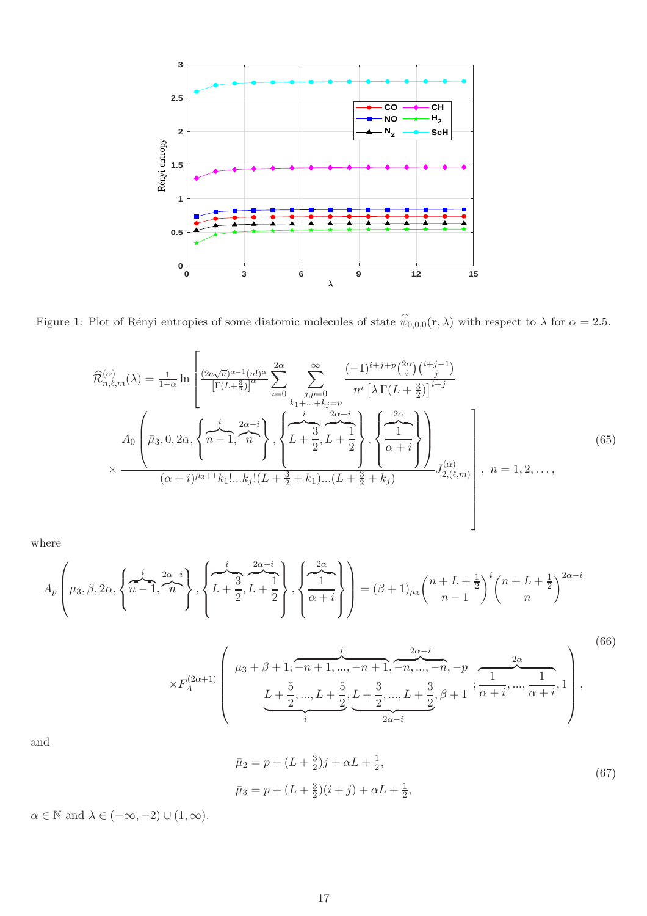Figure 1: Plot of Rényi entropies of some diatomic molecules of state $\widehat{\psi}_{0,0,0}(\mathbf{r},\lambda)$ with respect to $\lambda$ for $\alpha = 2.5$.

$$
\widehat{\mathcal{R}}^{(\alpha)}_{n,\ell,m}(\lambda) = \frac{1}{1-\alpha}\ln\left[\frac{(2a\sqrt{a})^{\alpha-1}(n!)^{\alpha}}{\left[\Gamma(L+\frac{3}{2})\right]^{\alpha}}\sum_{i=0}^{2\alpha}\sum_{\substack{j,p=0\\k_1+\ldots+k_j=p}}^{\infty}\frac{(-1)^{i+j+p}\binom{2\alpha}{i}\binom{i+j-1}{j}}{n^i\left[\lambda\,\Gamma(L+\frac{3}{2})\right]^{i+j}}\right.
$$
$$
\left.\times\frac{A_0\left(\bar{\mu}_3,0,2\alpha,\left\{\overbrace{n-1}^{i},\overbrace{n}^{2\alpha-i}\right\},\left\{\overbrace{L+\frac{3}{2}}^{i},\overbrace{L+\frac{1}{2}}^{2\alpha-i}\right\},\left\{\overbrace{\frac{1}{\alpha+i}}^{2\alpha}\right\}\right)}{(\alpha+i)^{\bar{\mu}_3+1}k_1!\ldots k_j!(L+\frac{3}{2}+k_1)\ldots(L+\frac{3}{2}+k_j)}J^{(\alpha)}_{2,(\ell,m)}\right],\ n=1,2,\ldots, \tag{65}
$$

where

$$
A_p\left(\mu_3,\beta,2\alpha,\left\{\overbrace{n-1}^{i},\overbrace{n}^{2\alpha-i}\right\},\left\{\overbrace{L+\frac{3}{2}}^{i},\overbrace{L+\frac{1}{2}}^{2\alpha-i}\right\},\left\{\overbrace{\frac{1}{\alpha+i}}^{2\alpha}\right\}\right) = (\beta+1)_{\mu_3}\binom{n+L+\frac{1}{2}}{n-1}^{i}\binom{n+L+\frac{1}{2}}{n}^{2\alpha-i}
$$
$$
\times F_A^{(2\alpha+1)}\left(\begin{matrix}\mu_3+\beta+1;\overbrace{-n+1,\ldots,-n+1}^{i},\overbrace{-n,\ldots,-n}^{2\alpha-i},-p\\ \underbrace{L+\frac{5}{2},\ldots,L+\frac{5}{2}}_{i},\underbrace{L+\frac{3}{2},\ldots,L+\frac{3}{2}}_{2\alpha-i},\beta+1\end{matrix};\overbrace{\frac{1}{\alpha+i},\ldots,\frac{1}{\alpha+i}}^{2\alpha},1\right), \tag{66}
$$

and

$$
\begin{aligned}
\bar{\mu}_2 &= p+(L+\tfrac{3}{2})j+\alpha L+\tfrac{1}{2},\\
\bar{\mu}_3 &= p+(L+\tfrac{3}{2})(i+j)+\alpha L+\tfrac{1}{2},
\end{aligned} \tag{67}
$$

$\alpha \in \mathbb{N}$ and $\lambda \in (-\infty,-2)\cup(1,\infty)$.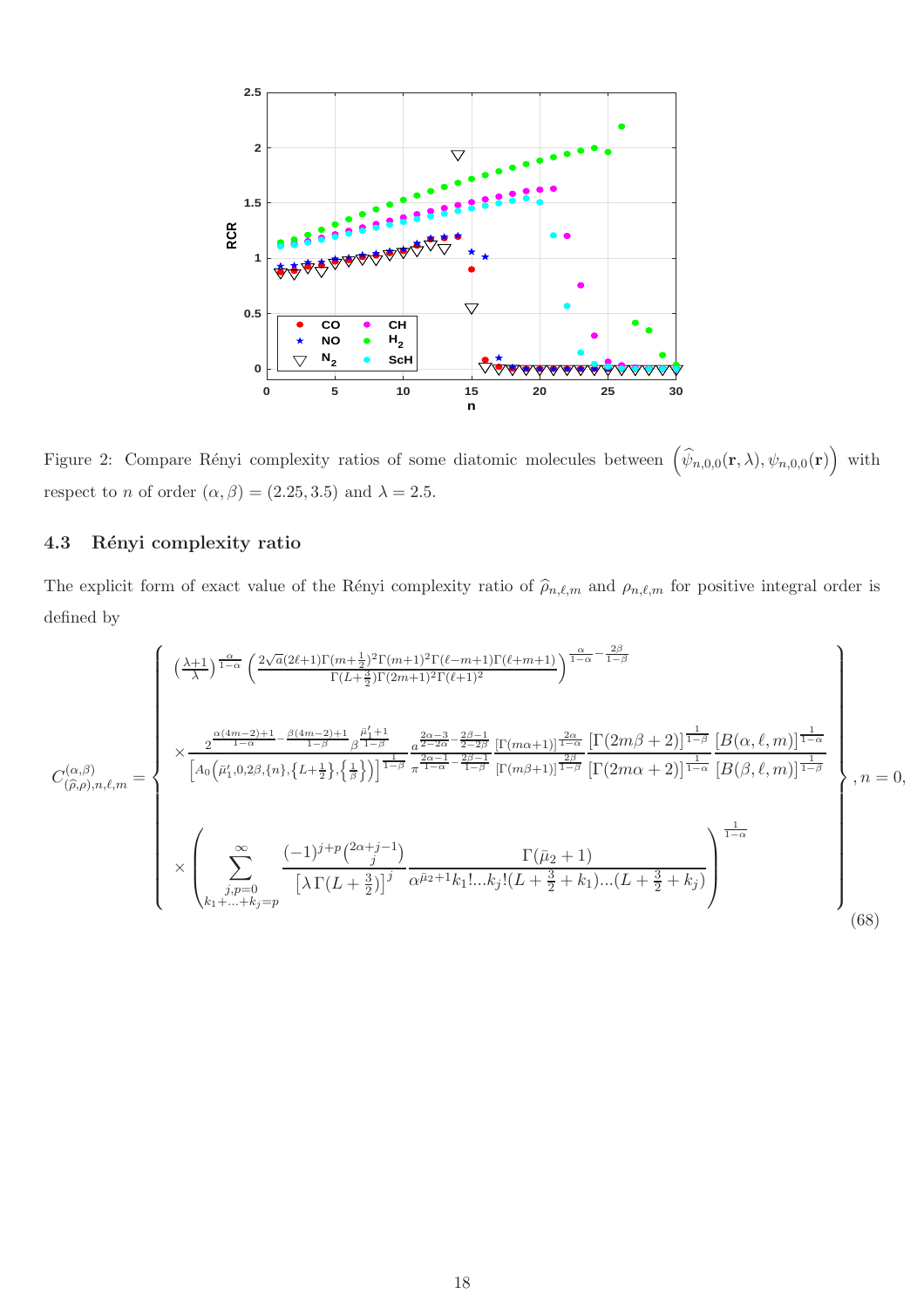Figure 2: Compare Rényi complexity ratios of some diatomic molecules between $\left(\widehat{\psi}_{n,0,0}(\mathbf{r},\lambda), \psi_{n,0,0}(\mathbf{r})\right)$ with respect to $n$ of order $(\alpha, \beta) = (2.25, 3.5)$ and $\lambda = 2.5$.

### 4.3 Rényi complexity ratio

The explicit form of exact value of the Rényi complexity ratio of $\widehat{\rho}_{n,\ell,m}$ and $\rho_{n,\ell,m}$ for positive integral order is defined by

$$
C^{(\alpha,\beta)}_{(\widehat{\rho},\rho),n,\ell,m} = \left\{
\begin{array}{l}
\left(\frac{\lambda+1}{\lambda}\right)^{\frac{\alpha}{1-\alpha}} \left(\frac{2\sqrt{a}(2\ell+1)\Gamma(m+\frac{1}{2})^2\Gamma(m+1)^2\Gamma(\ell-m+1)\Gamma(\ell+m+1)}{\Gamma(L+\frac{3}{2})\Gamma(2m+1)^2\Gamma(\ell+1)^2}\right)^{\frac{\alpha}{1-\alpha}-\frac{2\beta}{1-\beta}} \\[3ex]
\times \frac{2^{\frac{\alpha(4m-2)+1}{1-\alpha}-\frac{\beta(4m-2)+1}{1-\beta}}\beta^{\frac{\bar{\mu}_1'+1}{1-\beta}}}{\left[A_0\left(\bar{\mu}_1',0,2\beta,\{n\},\left\{L+\frac{1}{2}\right\},\left\{\frac{1}{\beta}\right\}\right)\right]^{\frac{1}{1-\beta}}} \frac{a^{\frac{2\alpha-3}{2-2\alpha}-\frac{2\beta-1}{2-2\beta}}}{\pi^{\frac{2\alpha-1}{1-\alpha}-\frac{2\beta-1}{1-\beta}}} \frac{[\Gamma(m\alpha+1)]^{\frac{2\alpha}{1-\alpha}}}{[\Gamma(m\beta+1)]^{\frac{2\beta}{1-\beta}}} \frac{[\Gamma(2m\beta+2)]^{\frac{1}{1-\beta}}}{[\Gamma(2m\alpha+2)]^{\frac{1}{1-\alpha}}} \frac{[B(\alpha,\ell,m)]^{\frac{1}{1-\alpha}}}{[B(\beta,\ell,m)]^{\frac{1}{1-\beta}}} \\[3ex]
\times \left( \displaystyle\sum_{\substack{j,p=0 \\ k_1+\ldots+k_j=p}}^{\infty} \frac{(-1)^{j+p}\binom{2\alpha+j-1}{j}}{\left[\lambda\,\Gamma(L+\frac{3}{2})\right]^j} \frac{\Gamma(\bar{\mu}_2+1)}{\alpha^{\bar{\mu}_2+1}k_1!\ldots k_j!(L+\frac{3}{2}+k_1)\ldots(L+\frac{3}{2}+k_j)} \right)^{\frac{1}{1-\alpha}}
\end{array}
\right\}, n = 0,
\tag{68}
$$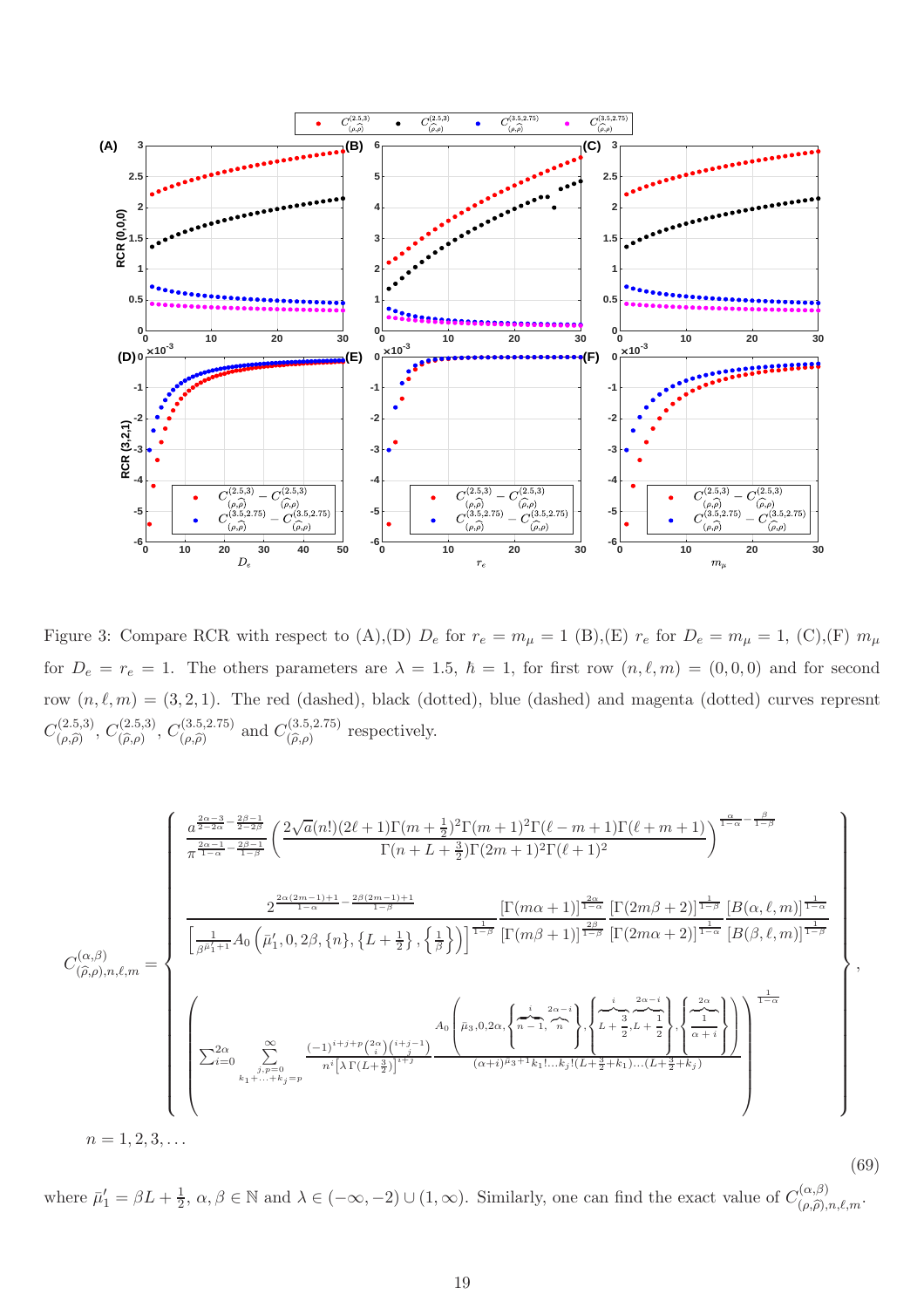Figure 3: Compare RCR with respect to (A),(D) $D_e$ for $r_e = m_\mu = 1$ (B),(E) $r_e$ for $D_e = m_\mu = 1$, (C),(F) $m_\mu$ for $D_e = r_e = 1$. The others parameters are $\lambda = 1.5$, $\hbar = 1$, for first row $(n, \ell, m) = (0, 0, 0)$ and for second row $(n, \ell, m) = (3, 2, 1)$. The red (dashed), black (dotted), blue (dashed) and magenta (dotted) curves represnt $C^{(2.5,3)}_{(\rho,\widehat{\rho})}$, $C^{(2.5,3)}_{(\widehat{\rho},\rho)}$, $C^{(3.5,2.75)}_{(\rho,\widehat{\rho})}$ and $C^{(3.5,2.75)}_{(\widehat{\rho},\rho)}$ respectively.

$$
C^{(\alpha,\beta)}_{(\widehat{\rho},\rho),n,\ell,m} = \left\{ \begin{array}{c}
\dfrac{a^{\frac{2\alpha-3}{2-2\alpha}-\frac{2\beta-1}{2-2\beta}}}{\pi^{\frac{2\alpha-1}{1-\alpha}-\frac{2\beta-1}{1-\beta}}} \left( \dfrac{2\sqrt{a}(n!)(2\ell+1)\Gamma(m+\frac{1}{2})^2\Gamma(m+1)^2\Gamma(\ell-m+1)\Gamma(\ell+m+1)}{\Gamma(n+L+\frac{3}{2})\Gamma(2m+1)^2\Gamma(\ell+1)^2} \right)^{\frac{\alpha}{1-\alpha}-\frac{\beta}{1-\beta}} \\[2ex]
\dfrac{2^{\frac{2\alpha(2m-1)+1}{1-\alpha}-\frac{2\beta(2m-1)+1}{1-\beta}}}{\left[\frac{1}{\beta^{\bar{\mu}_1'+1}} A_0\left(\bar{\mu}_1', 0, 2\beta, \{n\}, \left\{L+\frac{1}{2}\right\}, \left\{\frac{1}{\beta}\right\}\right)\right]^{\frac{1}{1-\beta}}} \dfrac{[\Gamma(m\alpha+1)]^{\frac{2\alpha}{1-\alpha}}}{[\Gamma(m\beta+1)]^{\frac{2\beta}{1-\beta}}} \dfrac{[\Gamma(2m\beta+2)]^{\frac{1}{1-\beta}}}{[\Gamma(2m\alpha+2)]^{\frac{1}{1-\alpha}}} \dfrac{[B(\alpha,\ell,m)]^{\frac{1}{1-\alpha}}}{[B(\beta,\ell,m)]^{\frac{1}{1-\beta}}} \\[2ex]
\left( \displaystyle\sum_{i=0}^{2\alpha} \sum_{\substack{j,p=0 \\ k_1+\ldots+k_j=p}}^{\infty} \dfrac{(-1)^{i+j+p}\binom{2\alpha}{i}\binom{i+j-1}{j}}{n^i\left[\lambda\,\Gamma(L+\frac{3}{2})\right]^{i+j}} \dfrac{A_0\left(\bar{\mu}_3, 0, 2\alpha, \left\{\overbrace{n-1}^{i}, \overbrace{n}^{2\alpha-i}\right\}, \left\{\overbrace{L+\frac{3}{2}}^{i}, \overbrace{L+\frac{1}{2}}^{2\alpha-i}\right\}, \left\{\overbrace{\frac{1}{\alpha+i}}^{2\alpha}\right\}\right)}{(\alpha+i)^{\bar{\mu}_3+1}k_1!\ldots k_j!(L+\frac{3}{2}+k_1)\ldots(L+\frac{3}{2}+k_j)} \right)^{\frac{1}{1-\alpha}}
\end{array} \right\},
$$

$n = 1, 2, 3, \ldots$

(69)

where $\bar{\mu}_1' = \beta L + \frac{1}{2}$, $\alpha, \beta \in \mathbb{N}$ and $\lambda \in (-\infty, -2) \cup (1, \infty)$. Similarly, one can find the exact value of $C^{(\alpha,\beta)}_{(\rho,\widehat{\rho}),n,\ell,m}$.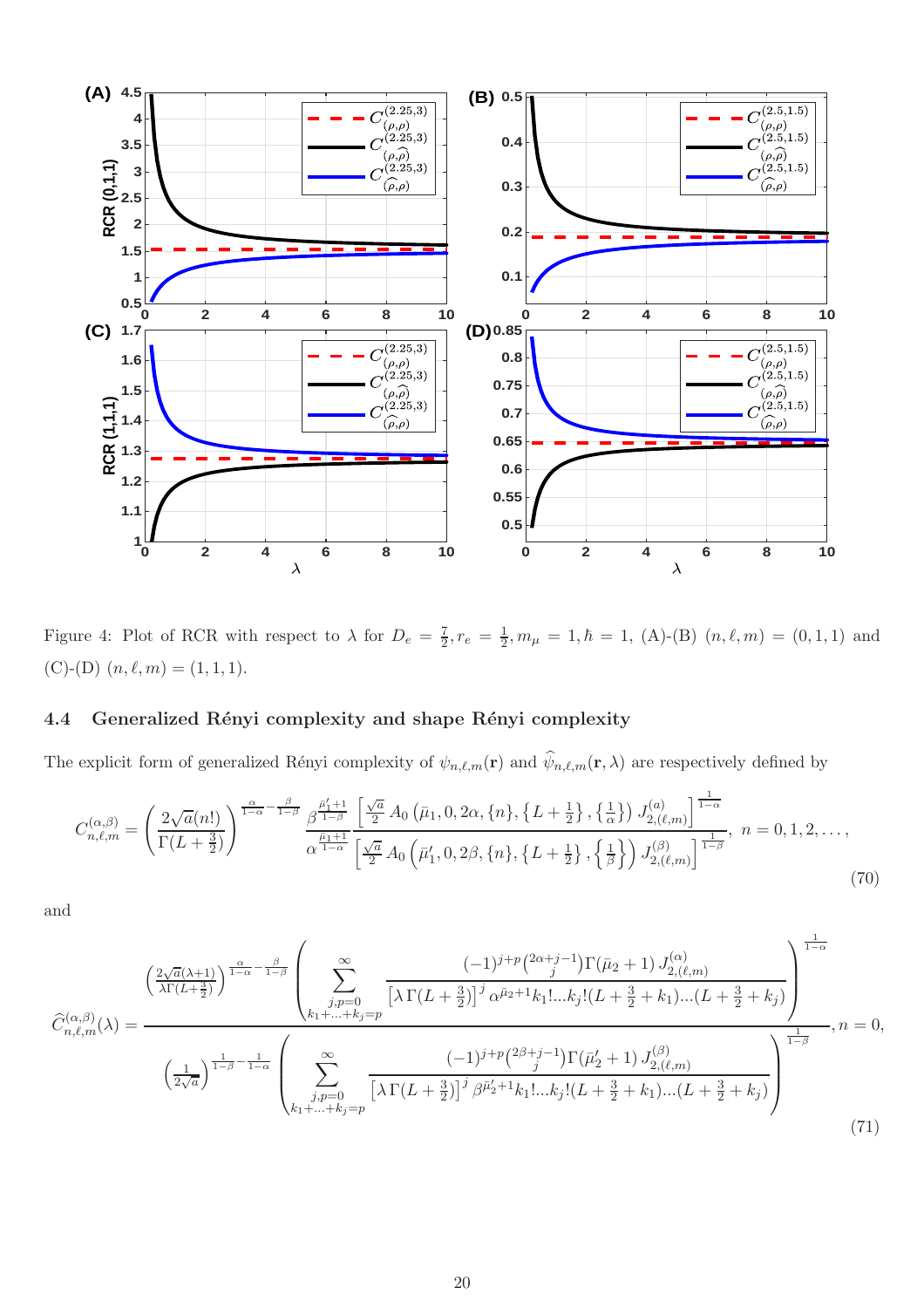Figure 4: Plot of RCR with respect to $\lambda$ for $D_e = \frac{7}{2}, r_e = \frac{1}{2}, m_\mu = 1, \hbar = 1$, (A)-(B) $(n,\ell,m) = (0,1,1)$ and (C)-(D) $(n,\ell,m) = (1,1,1)$.

## 4.4 Generalized Rényi complexity and shape Rényi complexity

The explicit form of generalized Rényi complexity of $\psi_{n,\ell,m}(\mathbf{r})$ and $\widehat{\psi}_{n,\ell,m}(\mathbf{r},\lambda)$ are respectively defined by

$$C^{(\alpha,\beta)}_{n,\ell,m} = \left(\frac{2\sqrt{a}(n!)}{\Gamma(L+\frac{3}{2})}\right)^{\frac{\alpha}{1-\alpha}-\frac{\beta}{1-\beta}} \frac{\beta^{\frac{\bar{\mu}_1'+1}{1-\beta}}}{\alpha^{\frac{\bar{\mu}_1+1}{1-\alpha}}} \frac{\left[\frac{\sqrt{a}}{2} A_0\left(\bar{\mu}_1, 0, 2\alpha, \{n\}, \left\{L+\frac{1}{2}\right\}, \left\{\frac{1}{\alpha}\right\}\right) J^{(\alpha)}_{2,(\ell,m)}\right]^{\frac{1}{1-\alpha}}}{\left[\frac{\sqrt{a}}{2} A_0\left(\bar{\mu}_1', 0, 2\beta, \{n\}, \left\{L+\frac{1}{2}\right\}, \left\{\frac{1}{\beta}\right\}\right) J^{(\beta)}_{2,(\ell,m)}\right]^{\frac{1}{1-\beta}}}, \; n = 0,1,2,\ldots, \tag{70}$$

and

$$\widehat{C}^{(\alpha,\beta)}_{n,\ell,m}(\lambda) = \frac{\left(\frac{2\sqrt{a}(\lambda+1)}{\lambda\Gamma(L+\frac{3}{2})}\right)^{\frac{\alpha}{1-\alpha}-\frac{\beta}{1-\beta}} \left(\sum\limits_{\substack{j,p=0\\k_1+\ldots+k_j=p}}^{\infty} \frac{(-1)^{j+p}\binom{2\alpha+j-1}{j}\Gamma(\bar{\mu}_2+1)\, J^{(\alpha)}_{2,(\ell,m)}}{\left[\lambda\,\Gamma(L+\frac{3}{2})\right]^j \alpha^{\bar{\mu}_2+1} k_1!\ldots k_j!(L+\frac{3}{2}+k_1)\ldots(L+\frac{3}{2}+k_j)}\right)^{\frac{1}{1-\alpha}}}{\left(\frac{1}{2\sqrt{a}}\right)^{\frac{1}{1-\beta}-\frac{1}{1-\alpha}} \left(\sum\limits_{\substack{j,p=0\\k_1+\ldots+k_j=p}}^{\infty} \frac{(-1)^{j+p}\binom{2\beta+j-1}{j}\Gamma(\bar{\mu}_2'+1)\, J^{(\beta)}_{2,(\ell,m)}}{\left[\lambda\,\Gamma(L+\frac{3}{2})\right]^j \beta^{\bar{\mu}_2'+1} k_1!\ldots k_j!(L+\frac{3}{2}+k_1)\ldots(L+\frac{3}{2}+k_j)}\right)^{\frac{1}{1-\beta}}}, n = 0, \tag{71}$$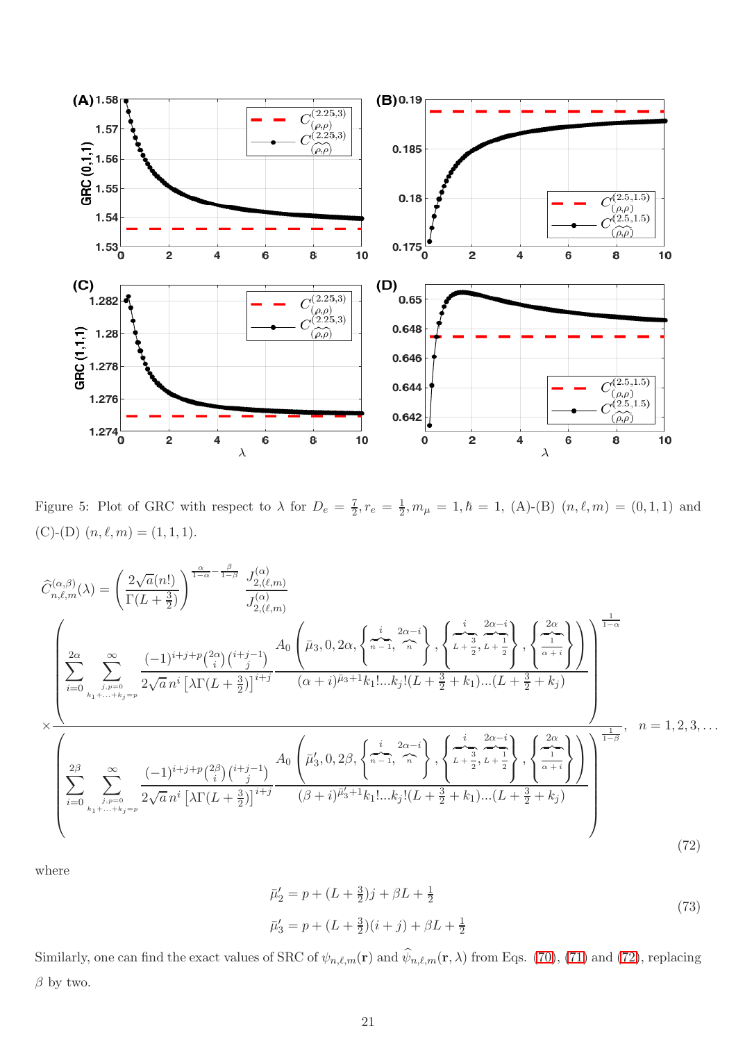Figure 5: Plot of GRC with respect to $\lambda$ for $D_e = \frac{7}{2}, r_e = \frac{1}{2}, m_\mu = 1, \hbar = 1$, (A)-(B) $(n,\ell,m) = (0,1,1)$ and (C)-(D) $(n,\ell,m) = (1,1,1)$.

$$
\widehat{C}^{(\alpha,\beta)}_{n,\ell,m}(\lambda) = \left(\frac{2\sqrt{a}(n!)}{\Gamma(L+\frac{3}{2})}\right)^{\frac{\alpha}{1-\alpha}-\frac{\beta}{1-\beta}} \frac{J^{(\alpha)}_{2,(\ell,m)}}{J^{(\alpha)}_{2,(\ell,m)}}
$$

$$
\times \frac{\left(\displaystyle\sum_{i=0}^{2\alpha}\sum_{\substack{j,p=0\\k_1+\ldots+k_j=p}}^{\infty} \frac{(-1)^{i+j+p}\binom{2\alpha}{i}\binom{i+j-1}{j}}{2\sqrt{a}\,n^i\left[\lambda\Gamma(L+\frac{3}{2})\right]^{i+j}} \frac{A_0\left(\bar{\mu}_3, 0, 2\alpha, \left\{\overbrace{n-1}^{i}, \overbrace{n}^{2\alpha-i}\right\}, \left\{\overbrace{L+\frac{3}{2}}^{i}, \overbrace{L+\frac{1}{2}}^{2\alpha-i}\right\}, \left\{\overbrace{\frac{1}{\alpha+i}}^{2\alpha}\right\}\right)}{(\alpha+i)^{\bar{\mu}_3+1}k_1!\ldots k_j!(L+\frac{3}{2}+k_1)\ldots(L+\frac{3}{2}+k_j)}\right)^{\frac{1}{1-\alpha}}}{\left(\displaystyle\sum_{i=0}^{2\beta}\sum_{\substack{j,p=0\\k_1+\ldots+k_j=p}}^{\infty} \frac{(-1)^{i+j+p}\binom{2\beta}{i}\binom{i+j-1}{j}}{2\sqrt{a}\,n^i\left[\lambda\Gamma(L+\frac{3}{2})\right]^{i+j}} \frac{A_0\left(\bar{\mu}'_3, 0, 2\beta, \left\{\overbrace{n-1}^{i}, \overbrace{n}^{2\alpha-i}\right\}, \left\{\overbrace{L+\frac{3}{2}}^{i}, \overbrace{L+\frac{1}{2}}^{2\alpha-i}\right\}, \left\{\overbrace{\frac{1}{\alpha+i}}^{2\alpha}\right\}\right)}{(\beta+i)^{\bar{\mu}'_3+1}k_1!\ldots k_j!(L+\frac{3}{2}+k_1)\ldots(L+\frac{3}{2}+k_j)}\right)^{\frac{1}{1-\beta}}}, \quad n = 1,2,3,\ldots \tag{72}
$$

where

$$
\begin{aligned}
\bar{\mu}'_2 &= p + (L+\tfrac{3}{2})j + \beta L + \tfrac{1}{2} \\
\bar{\mu}'_3 &= p + (L+\tfrac{3}{2})(i+j) + \beta L + \tfrac{1}{2}
\end{aligned} \tag{73}
$$

Similarly, one can find the exact values of SRC of $\psi_{n,\ell,m}(\mathbf{r})$ and $\widehat{\psi}_{n,\ell,m}(\mathbf{r},\lambda)$ from Eqs. (70), (71) and (72), replacing $\beta$ by two.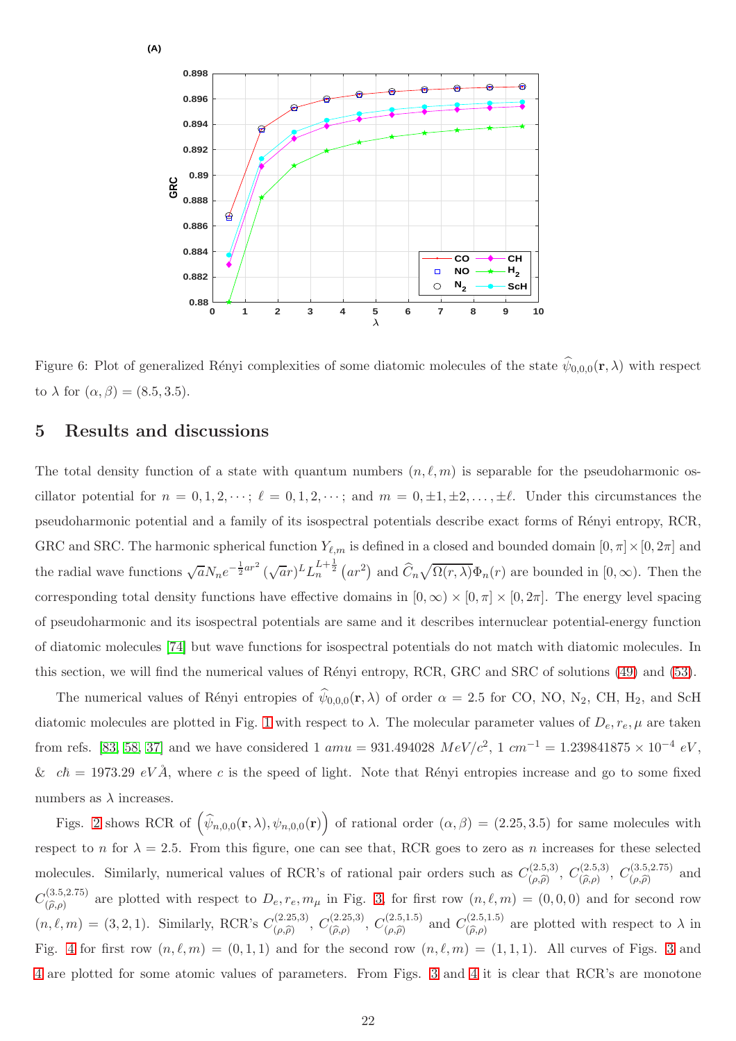Figure 6: Plot of generalized Rényi complexities of some diatomic molecules of the state $\widehat{\psi}_{0,0,0}(\mathbf{r},\lambda)$ with respect to $\lambda$ for $(\alpha,\beta)=(8.5,3.5)$.

## 5 Results and discussions

The total density function of a state with quantum numbers $(n,\ell,m)$ is separable for the pseudoharmonic oscillator potential for $n=0,1,2,\cdots$; $\ell=0,1,2,\cdots$; and $m=0,\pm1,\pm2,\ldots,\pm\ell$. Under this circumstances the pseudoharmonic potential and a family of its isospectral potentials describe exact forms of Rényi entropy, RCR, GRC and SRC. The harmonic spherical function $Y_{\ell,m}$ is defined in a closed and bounded domain $[0,\pi]\times[0,2\pi]$ and the radial wave functions $\sqrt{a}N_ne^{-\frac{1}{2}ar^2}\left(\sqrt{a}r\right)^L L_n^{L+\frac{1}{2}}\left(ar^2\right)$ and $\widehat{C}_n\sqrt{\Omega(r,\lambda)}\Phi_n(r)$ are bounded in $[0,\infty)$. Then the corresponding total density functions have effective domains in $[0,\infty)\times[0,\pi]\times[0,2\pi]$. The energy level spacing of pseudoharmonic and its isospectral potentials are same and it describes internuclear potential-energy function of diatomic molecules [74] but wave functions for isospectral potentials do not match with diatomic molecules. In this section, we will find the numerical values of Rényi entropy, RCR, GRC and SRC of solutions (49) and (53).

The numerical values of Rényi entropies of $\widehat{\psi}_{0,0,0}(\mathbf{r},\lambda)$ of order $\alpha=2.5$ for CO, NO, $N_2$, CH, $H_2$, and ScH diatomic molecules are plotted in Fig. 1 with respect to $\lambda$. The molecular parameter values of $D_e, r_e, \mu$ are taken from refs. [83, 58, 37] and we have considered $1\ amu = 931.494028\ MeV/c^2$, $1\ cm^{-1} = 1.239841875\times10^{-4}\ eV$, & $c\hbar = 1973.29\ eV\AA$, where $c$ is the speed of light. Note that Rényi entropies increase and go to some fixed numbers as $\lambda$ increases.

Figs. 2 shows RCR of $\left(\widehat{\psi}_{n,0,0}(\mathbf{r},\lambda),\psi_{n,0,0}(\mathbf{r})\right)$ of rational order $(\alpha,\beta)=(2.25,3.5)$ for same molecules with respect to $n$ for $\lambda=2.5$. From this figure, one can see that, RCR goes to zero as $n$ increases for these selected molecules. Similarly, numerical values of RCR's of rational pair orders such as $C^{(2.5,3)}_{(\rho,\widehat{\rho})}$, $C^{(2.5,3)}_{(\widehat{\rho},\rho)}$, $C^{(3.5,2.75)}_{(\rho,\widehat{\rho})}$ and $C^{(3.5,2.75)}_{(\widehat{\rho},\rho)}$ are plotted with respect to $D_e, r_e, m_\mu$ in Fig. 3 for first row $(n,\ell,m)=(0,0,0)$ and for second row $(n,\ell,m)=(3,2,1)$. Similarly, RCR's $C^{(2.25,3)}_{(\rho,\widehat{\rho})}$, $C^{(2.25,3)}_{(\widehat{\rho},\rho)}$, $C^{(2.5,1.5)}_{(\rho,\widehat{\rho})}$ and $C^{(2.5,1.5)}_{(\widehat{\rho},\rho)}$ are plotted with respect to $\lambda$ in Fig. 4 for first row $(n,\ell,m)=(0,1,1)$ and for the second row $(n,\ell,m)=(1,1,1)$. All curves of Figs. 3 and 4 are plotted for some atomic values of parameters. From Figs. 3 and 4 it is clear that RCR's are monotone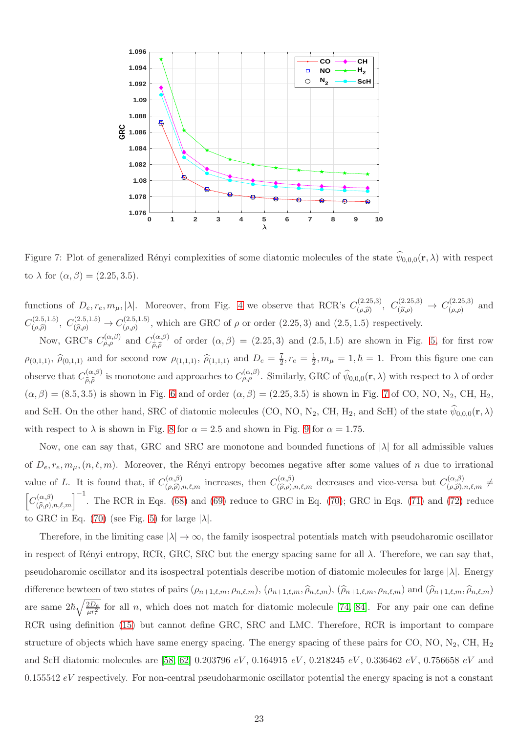Figure 7: Plot of generalized Rényi complexities of some diatomic molecules of the state $\widehat{\psi}_{0,0,0}(\mathbf{r},\lambda)$ with respect to $\lambda$ for $(\alpha,\beta)=(2.25,3.5)$.

functions of $D_e, r_e, m_\mu, |\lambda|$. Moreover, from Fig. 4 we observe that RCR's $C^{(2.25,3)}_{(\rho,\widehat{\rho})}$, $C^{(2.25,3)}_{(\widehat{\rho},\rho)} \to C^{(2.25,3)}_{(\rho,\rho)}$ and $C^{(2.5,1.5)}_{(\rho,\widehat{\rho})}$, $C^{(2.5,1.5)}_{(\widehat{\rho},\rho)} \to C^{(2.5,1.5)}_{(\rho,\rho)}$, which are GRC of $\rho$ or order $(2.25,3)$ and $(2.5,1.5)$ respectively.

Now, GRC's $C^{(\alpha,\beta)}_{\rho,\rho}$ and $C^{(\alpha,\beta)}_{\widehat{\rho},\widehat{\rho}}$ of order $(\alpha,\beta)=(2.25,3)$ and $(2.5,1.5)$ are shown in Fig. 5, for first row $\rho_{(0,1,1)}$, $\widehat{\rho}_{(0,1,1)}$ and for second row $\rho_{(1,1,1)}$, $\widehat{\rho}_{(1,1,1)}$ and $D_e=\frac{7}{2}, r_e=\frac{1}{2}, m_\mu=1, \hbar=1$. From this figure one can observe that $C^{(\alpha,\beta)}_{\widehat{\rho},\widehat{\rho}}$ is monotone and approaches to $C^{(\alpha,\beta)}_{\rho,\rho}$. Similarly, GRC of $\widehat{\psi}_{0,0,0}(\mathbf{r},\lambda)$ with respect to $\lambda$ of order $(\alpha,\beta)=(8.5,3.5)$ is shown in Fig. 6 and of order $(\alpha,\beta)=(2.25,3.5)$ is shown in Fig. 7 of CO, NO, $N_2$, CH, $H_2$, and ScH. On the other hand, SRC of diatomic molecules (CO, NO, $N_2$, CH, $H_2$, and ScH) of the state $\widehat{\psi}_{0,0,0}(\mathbf{r},\lambda)$ with respect to $\lambda$ is shown in Fig. 8 for $\alpha=2.5$ and shown in Fig. 9 for $\alpha=1.75$.

Now, one can say that, GRC and SRC are monotone and bounded functions of $|\lambda|$ for all admissible values of $D_e, r_e, m_\mu, (n,\ell,m)$. Moreover, the Rényi entropy becomes negative after some values of $n$ due to irrational value of $L$. It is found that, if $C^{(\alpha,\beta)}_{(\rho,\widehat{\rho}),n,\ell,m}$ increases, then $C^{(\alpha,\beta)}_{(\widehat{\rho},\rho),n,\ell,m}$ decreases and vice-versa but $C^{(\alpha,\beta)}_{(\rho,\widehat{\rho}),n,\ell,m} \neq \left[C^{(\alpha,\beta)}_{(\widehat{\rho},\rho),n,\ell,m}\right]^{-1}$. The RCR in Eqs. (68) and (69) reduce to GRC in Eq. (70); GRC in Eqs. (71) and (72) reduce to GRC in Eq. (70) (see Fig. 5) for large $|\lambda|$.

Therefore, in the limiting case $|\lambda|\to\infty$, the family isospectral potentials match with pseudoharomic oscillator in respect of Rényi entropy, RCR, GRC, SRC but the energy spacing same for all $\lambda$. Therefore, we can say that, pseudoharomic oscillator and its isospectral potentials describe motion of diatomic molecules for large $|\lambda|$. Energy difference bewteen of two states of pairs $(\rho_{n+1,\ell,m}, \rho_{n,\ell,m})$, $(\rho_{n+1,\ell,m}, \widehat{\rho}_{n,\ell,m})$, $(\widehat{\rho}_{n+1,\ell,m}, \rho_{n,\ell,m})$ and $(\widehat{\rho}_{n+1,\ell,m}, \widehat{\rho}_{n,\ell,m})$ are same $2\hbar\sqrt{\frac{2D_e}{\mu r_e^2}}$ for all $n$, which does not match for diatomic molecule [74, 84]. For any pair one can define RCR using definition (15) but cannot define GRC, SRC and LMC. Therefore, RCR is important to compare structure of objects which have same energy spacing. The energy spacing of these pairs for CO, NO, $N_2$, CH, $H_2$ and ScH diatomic molecules are [58, 62] 0.203796 $eV$, 0.164915 $eV$, 0.218245 $eV$, 0.336462 $eV$, 0.756658 $eV$ and 0.155542 $eV$ respectively. For non-central pseudoharmonic oscillator potential the energy spacing is not a constant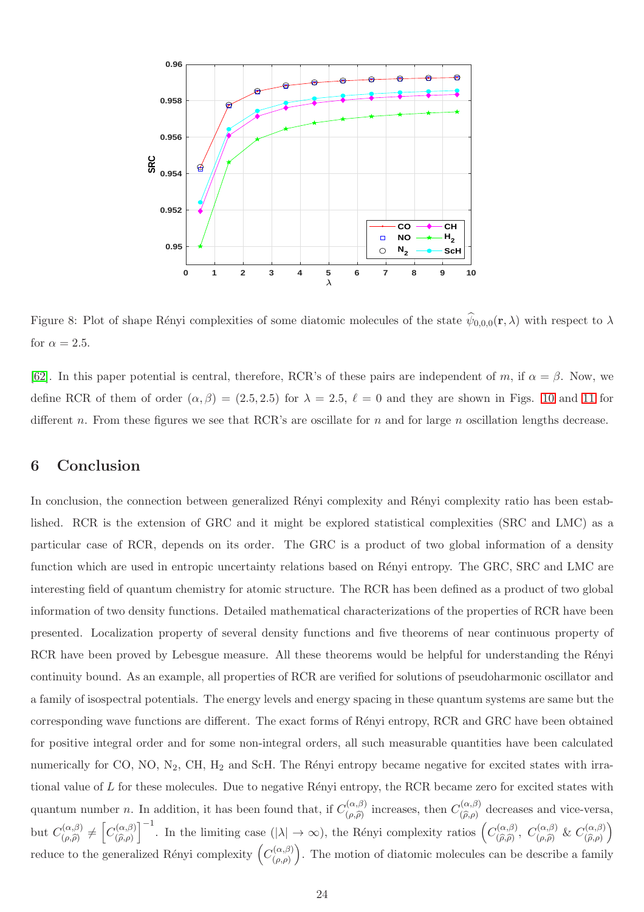Figure 8: Plot of shape Rényi complexities of some diatomic molecules of the state $\widehat{\psi}_{0,0,0}(\mathbf{r},\lambda)$ with respect to $\lambda$ for $\alpha = 2.5$.

[62]. In this paper potential is central, therefore, RCR's of these pairs are independent of $m$, if $\alpha = \beta$. Now, we define RCR of them of order $(\alpha,\beta) = (2.5, 2.5)$ for $\lambda = 2.5$, $\ell = 0$ and they are shown in Figs. 10 and 11 for different $n$. From these figures we see that RCR's are oscillate for $n$ and for large $n$ oscillation lengths decrease.

## 6 Conclusion

In conclusion, the connection between generalized Rényi complexity and Rényi complexity ratio has been established. RCR is the extension of GRC and it might be explored statistical complexities (SRC and LMC) as a particular case of RCR, depends on its order. The GRC is a product of two global information of a density function which are used in entropic uncertainty relations based on Rényi entropy. The GRC, SRC and LMC are interesting field of quantum chemistry for atomic structure. The RCR has been defined as a product of two global information of two density functions. Detailed mathematical characterizations of the properties of RCR have been presented. Localization property of several density functions and five theorems of near continuous property of RCR have been proved by Lebesgue measure. All these theorems would be helpful for understanding the Rényi continuity bound. As an example, all properties of RCR are verified for solutions of pseudoharmonic oscillator and a family of isospectral potentials. The energy levels and energy spacing in these quantum systems are same but the corresponding wave functions are different. The exact forms of Rényi entropy, RCR and GRC have been obtained for positive integral order and for some non-integral orders, all such measurable quantities have been calculated numerically for CO, NO, $N_2$, CH, $H_2$ and ScH. The Rényi entropy became negative for excited states with irrational value of $L$ for these molecules. Due to negative Rényi entropy, the RCR became zero for excited states with quantum number $n$. In addition, it has been found that, if $C^{(\alpha,\beta)}_{(\rho,\widehat{\rho})}$ increases, then $C^{(\alpha,\beta)}_{(\widehat{\rho},\rho)}$ decreases and vice-versa, but $C^{(\alpha,\beta)}_{(\rho,\widehat{\rho})} \neq \left[C^{(\alpha,\beta)}_{(\widehat{\rho},\rho)}\right]^{-1}$. In the limiting case ($|\lambda| \to \infty$), the Rényi complexity ratios $\left(C^{(\alpha,\beta)}_{(\widehat{\rho},\widehat{\rho})},\ C^{(\alpha,\beta)}_{(\rho,\widehat{\rho})}\ \&\ C^{(\alpha,\beta)}_{(\widehat{\rho},\rho)}\right)$ reduce to the generalized Rényi complexity $\left(C^{(\alpha,\beta)}_{(\rho,\rho)}\right)$. The motion of diatomic molecules can be describe a family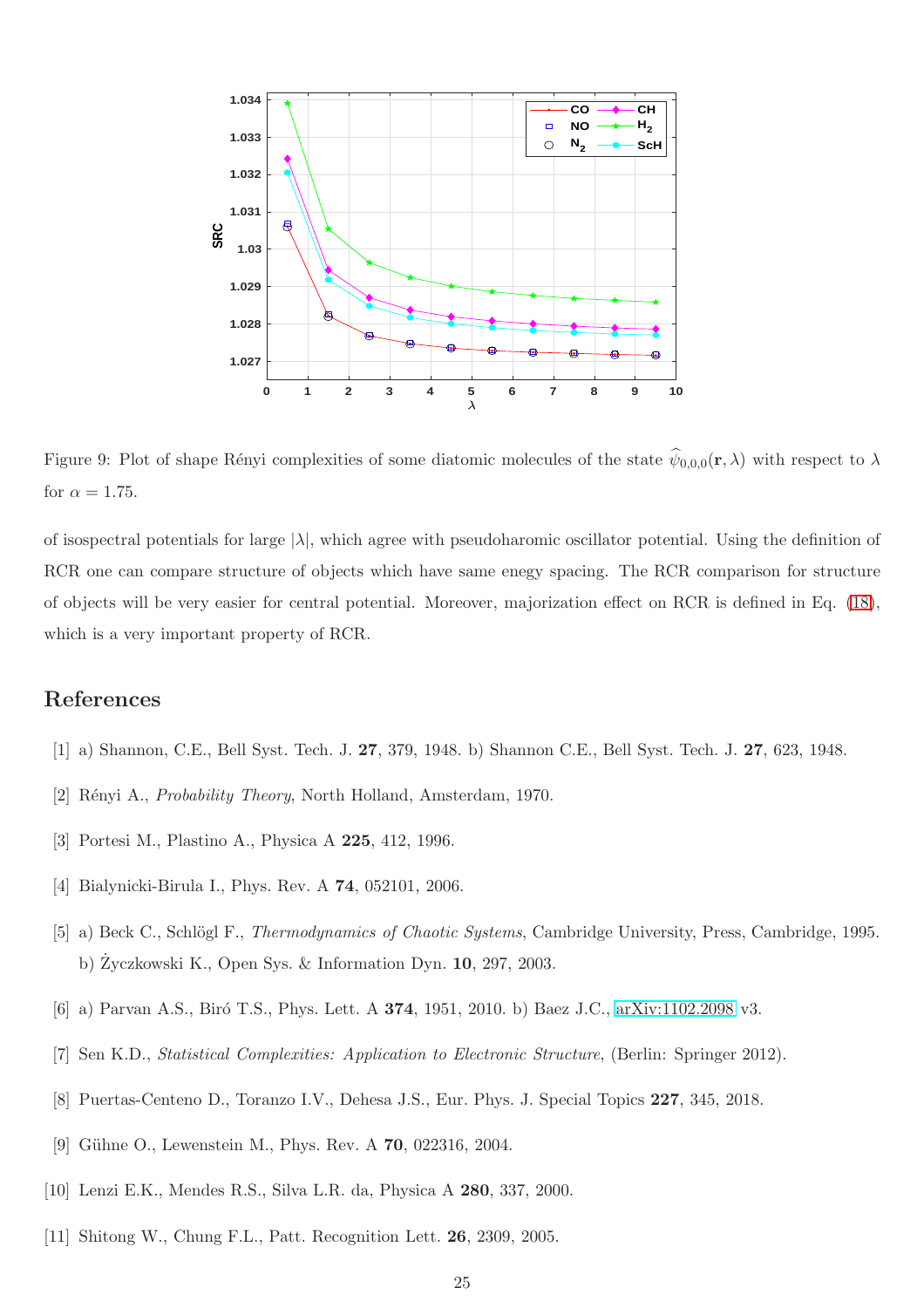Figure 9: Plot of shape Rényi complexities of some diatomic molecules of the state $\widehat{\psi}_{0,0,0}(\mathbf{r}, \lambda)$ with respect to $\lambda$ for $\alpha = 1.75$.

of isospectral potentials for large $|\lambda|$, which agree with pseudoharomic oscillator potential. Using the definition of RCR one can compare structure of objects which have same enegy spacing. The RCR comparison for structure of objects will be very easier for central potential. Moreover, majorization effect on RCR is defined in Eq. (18), which is a very important property of RCR.

## References

[1] a) Shannon, C.E., Bell Syst. Tech. J. **27**, 379, 1948. b) Shannon C.E., Bell Syst. Tech. J. **27**, 623, 1948.

[2] Rényi A., *Probability Theory*, North Holland, Amsterdam, 1970.

[3] Portesi M., Plastino A., Physica A **225**, 412, 1996.

[4] Bialynicki-Birula I., Phys. Rev. A **74**, 052101, 2006.

[5] a) Beck C., Schlögl F., *Thermodynamics of Chaotic Systems*, Cambridge University, Press, Cambridge, 1995. b) Życzkowski K., Open Sys. & Information Dyn. **10**, 297, 2003.

[6] a) Parvan A.S., Biró T.S., Phys. Lett. A **374**, 1951, 2010. b) Baez J.C., arXiv:1102.2098 v3.

[7] Sen K.D., *Statistical Complexities: Application to Electronic Structure*, (Berlin: Springer 2012).

[8] Puertas-Centeno D., Toranzo I.V., Dehesa J.S., Eur. Phys. J. Special Topics **227**, 345, 2018.

[9] Gühne O., Lewenstein M., Phys. Rev. A **70**, 022316, 2004.

[10] Lenzi E.K., Mendes R.S., Silva L.R. da, Physica A **280**, 337, 2000.

[11] Shitong W., Chung F.L., Patt. Recognition Lett. **26**, 2309, 2005.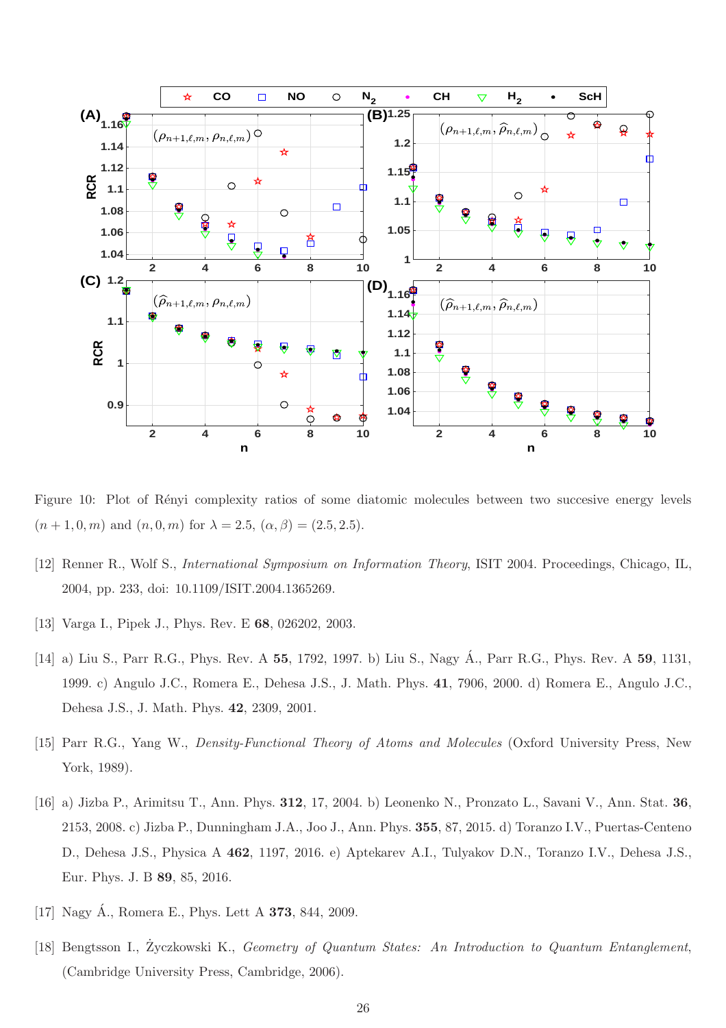Figure 10: Plot of Rényi complexity ratios of some diatomic molecules between two succesive energy levels $(n+1, 0, m)$ and $(n, 0, m)$ for $\lambda = 2.5$, $(\alpha, \beta) = (2.5, 2.5)$.

[12] Renner R., Wolf S., *International Symposium on Information Theory*, ISIT 2004. Proceedings, Chicago, IL, 2004, pp. 233, doi: 10.1109/ISIT.2004.1365269.

[13] Varga I., Pipek J., Phys. Rev. E **68**, 026202, 2003.

[14] a) Liu S., Parr R.G., Phys. Rev. A **55**, 1792, 1997. b) Liu S., Nagy Á., Parr R.G., Phys. Rev. A **59**, 1131, 1999. c) Angulo J.C., Romera E., Dehesa J.S., J. Math. Phys. **41**, 7906, 2000. d) Romera E., Angulo J.C., Dehesa J.S., J. Math. Phys. **42**, 2309, 2001.

[15] Parr R.G., Yang W., *Density-Functional Theory of Atoms and Molecules* (Oxford University Press, New York, 1989).

[16] a) Jizba P., Arimitsu T., Ann. Phys. **312**, 17, 2004. b) Leonenko N., Pronzato L., Savani V., Ann. Stat. **36**, 2153, 2008. c) Jizba P., Dunningham J.A., Joo J., Ann. Phys. **355**, 87, 2015. d) Toranzo I.V., Puertas-Centeno D., Dehesa J.S., Physica A **462**, 1197, 2016. e) Aptekarev A.I., Tulyakov D.N., Toranzo I.V., Dehesa J.S., Eur. Phys. J. B **89**, 85, 2016.

[17] Nagy Á., Romera E., Phys. Lett A **373**, 844, 2009.

[18] Bengtsson I., Życzkowski K., *Geometry of Quantum States: An Introduction to Quantum Entanglement*, (Cambridge University Press, Cambridge, 2006).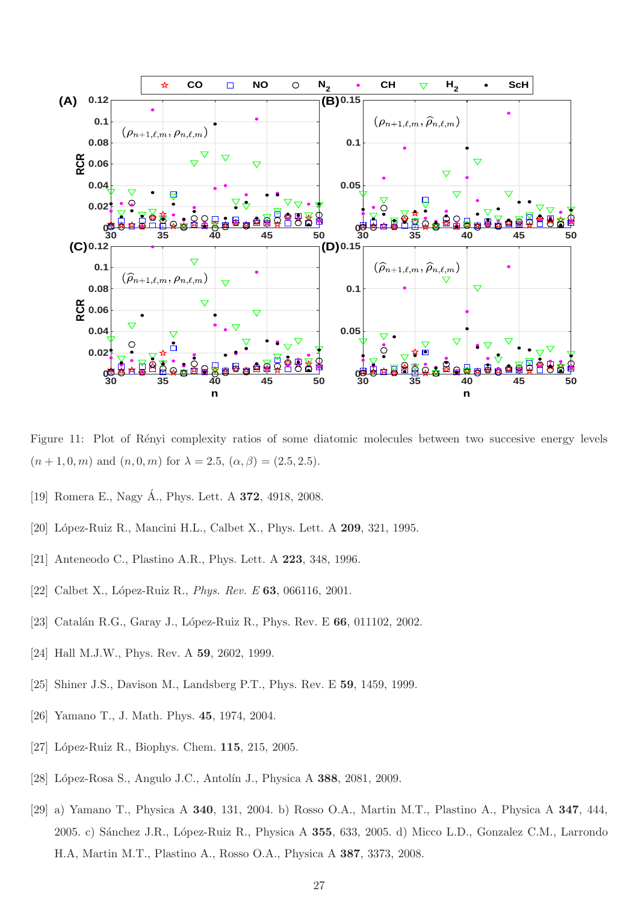Figure 11: Plot of Rényi complexity ratios of some diatomic molecules between two succesive energy levels $(n+1, 0, m)$ and $(n, 0, m)$ for $\lambda = 2.5$, $(\alpha, \beta) = (2.5, 2.5)$.

[19] Romera E., Nagy Á., Phys. Lett. A **372**, 4918, 2008.

[20] López-Ruiz R., Mancini H.L., Calbet X., Phys. Lett. A **209**, 321, 1995.

[21] Anteneodo C., Plastino A.R., Phys. Lett. A **223**, 348, 1996.

[22] Calbet X., López-Ruiz R., *Phys. Rev. E* **63**, 066116, 2001.

[23] Catalán R.G., Garay J., López-Ruiz R., Phys. Rev. E **66**, 011102, 2002.

[24] Hall M.J.W., Phys. Rev. A **59**, 2602, 1999.

[25] Shiner J.S., Davison M., Landsberg P.T., Phys. Rev. E **59**, 1459, 1999.

[26] Yamano T., J. Math. Phys. **45**, 1974, 2004.

[27] López-Ruiz R., Biophys. Chem. **115**, 215, 2005.

[28] López-Rosa S., Angulo J.C., Antolín J., Physica A **388**, 2081, 2009.

[29] a) Yamano T., Physica A **340**, 131, 2004. b) Rosso O.A., Martin M.T., Plastino A., Physica A **347**, 444, 2005. c) Sánchez J.R., López-Ruiz R., Physica A **355**, 633, 2005. d) Micco L.D., Gonzalez C.M., Larrondo H.A, Martin M.T., Plastino A., Rosso O.A., Physica A **387**, 3373, 2008.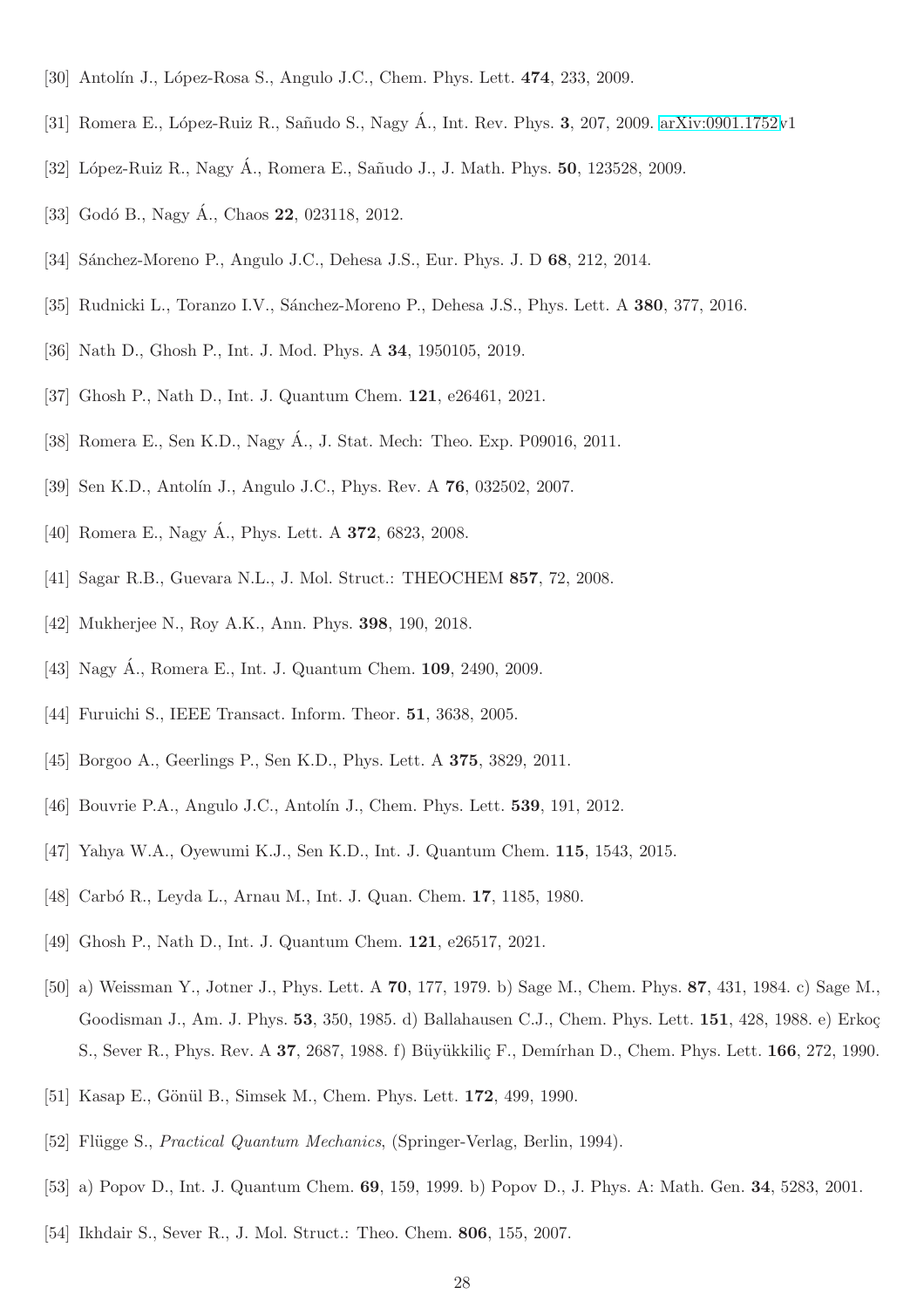[30] Antolín J., López-Rosa S., Angulo J.C., Chem. Phys. Lett. **474**, 233, 2009.

[31] Romera E., López-Ruiz R., Sañudo S., Nagy Á., Int. Rev. Phys. **3**, 207, 2009. arXiv:0901.1752v1

[32] López-Ruiz R., Nagy Á., Romera E., Sañudo J., J. Math. Phys. **50**, 123528, 2009.

[33] Godó B., Nagy Á., Chaos **22**, 023118, 2012.

[34] Sánchez-Moreno P., Angulo J.C., Dehesa J.S., Eur. Phys. J. D **68**, 212, 2014.

[35] Rudnicki L., Toranzo I.V., Sánchez-Moreno P., Dehesa J.S., Phys. Lett. A **380**, 377, 2016.

[36] Nath D., Ghosh P., Int. J. Mod. Phys. A **34**, 1950105, 2019.

[37] Ghosh P., Nath D., Int. J. Quantum Chem. **121**, e26461, 2021.

[38] Romera E., Sen K.D., Nagy Á., J. Stat. Mech: Theo. Exp. P09016, 2011.

[39] Sen K.D., Antolín J., Angulo J.C., Phys. Rev. A **76**, 032502, 2007.

[40] Romera E., Nagy Á., Phys. Lett. A **372**, 6823, 2008.

[41] Sagar R.B., Guevara N.L., J. Mol. Struct.: THEOCHEM **857**, 72, 2008.

[42] Mukherjee N., Roy A.K., Ann. Phys. **398**, 190, 2018.

[43] Nagy Á., Romera E., Int. J. Quantum Chem. **109**, 2490, 2009.

[44] Furuichi S., IEEE Transact. Inform. Theor. **51**, 3638, 2005.

[45] Borgoo A., Geerlings P., Sen K.D., Phys. Lett. A **375**, 3829, 2011.

[46] Bouvrie P.A., Angulo J.C., Antolín J., Chem. Phys. Lett. **539**, 191, 2012.

[47] Yahya W.A., Oyewumi K.J., Sen K.D., Int. J. Quantum Chem. **115**, 1543, 2015.

[48] Carbó R., Leyda L., Arnau M., Int. J. Quan. Chem. **17**, 1185, 1980.

[49] Ghosh P., Nath D., Int. J. Quantum Chem. **121**, e26517, 2021.

[50] a) Weissman Y., Jotner J., Phys. Lett. A **70**, 177, 1979. b) Sage M., Chem. Phys. **87**, 431, 1984. c) Sage M., Goodisman J., Am. J. Phys. **53**, 350, 1985. d) Ballahausen C.J., Chem. Phys. Lett. **151**, 428, 1988. e) Erkoç S., Sever R., Phys. Rev. A **37**, 2687, 1988. f) Büyükkiliç F., Demírhan D., Chem. Phys. Lett. **166**, 272, 1990.

[51] Kasap E., Gönül B., Simsek M., Chem. Phys. Lett. **172**, 499, 1990.

[52] Flügge S., *Practical Quantum Mechanics*, (Springer-Verlag, Berlin, 1994).

[53] a) Popov D., Int. J. Quantum Chem. **69**, 159, 1999. b) Popov D., J. Phys. A: Math. Gen. **34**, 5283, 2001.

[54] Ikhdair S., Sever R., J. Mol. Struct.: Theo. Chem. **806**, 155, 2007.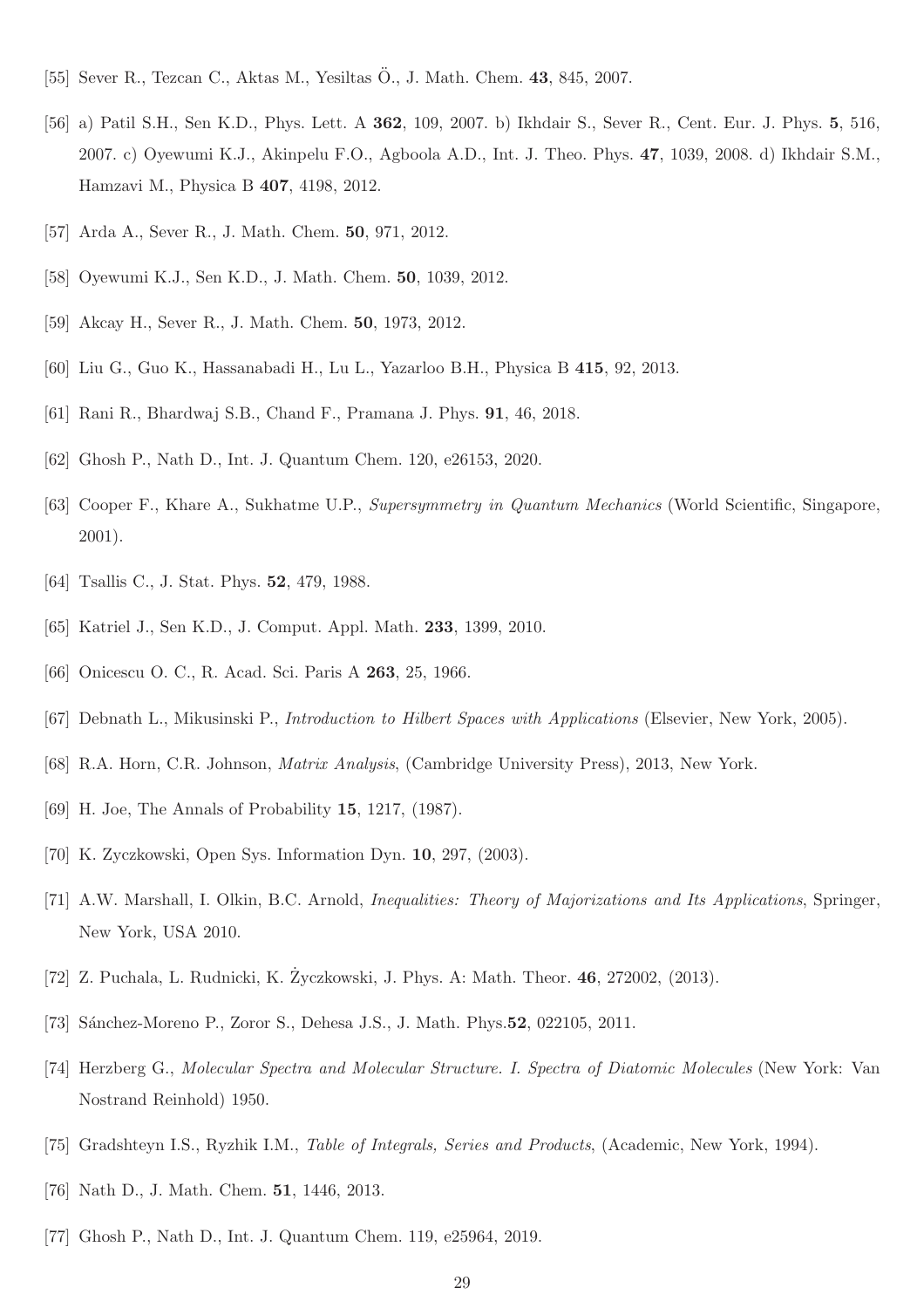[55] Sever R., Tezcan C., Aktas M., Yesiltas Ö., J. Math. Chem. **43**, 845, 2007.

[56] a) Patil S.H., Sen K.D., Phys. Lett. A **362**, 109, 2007. b) Ikhdair S., Sever R., Cent. Eur. J. Phys. **5**, 516, 2007. c) Oyewumi K.J., Akinpelu F.O., Agboola A.D., Int. J. Theo. Phys. **47**, 1039, 2008. d) Ikhdair S.M., Hamzavi M., Physica B **407**, 4198, 2012.

[57] Arda A., Sever R., J. Math. Chem. **50**, 971, 2012.

[58] Oyewumi K.J., Sen K.D., J. Math. Chem. **50**, 1039, 2012.

[59] Akcay H., Sever R., J. Math. Chem. **50**, 1973, 2012.

[60] Liu G., Guo K., Hassanabadi H., Lu L., Yazarloo B.H., Physica B **415**, 92, 2013.

[61] Rani R., Bhardwaj S.B., Chand F., Pramana J. Phys. **91**, 46, 2018.

[62] Ghosh P., Nath D., Int. J. Quantum Chem. 120, e26153, 2020.

[63] Cooper F., Khare A., Sukhatme U.P., *Supersymmetry in Quantum Mechanics* (World Scientific, Singapore, 2001).

[64] Tsallis C., J. Stat. Phys. **52**, 479, 1988.

[65] Katriel J., Sen K.D., J. Comput. Appl. Math. **233**, 1399, 2010.

[66] Onicescu O. C., R. Acad. Sci. Paris A **263**, 25, 1966.

[67] Debnath L., Mikusinski P., *Introduction to Hilbert Spaces with Applications* (Elsevier, New York, 2005).

[68] R.A. Horn, C.R. Johnson, *Matrix Analysis*, (Cambridge University Press), 2013, New York.

[69] H. Joe, The Annals of Probability **15**, 1217, (1987).

[70] K. Zyczkowski, Open Sys. Information Dyn. **10**, 297, (2003).

[71] A.W. Marshall, I. Olkin, B.C. Arnold, *Inequalities: Theory of Majorizations and Its Applications*, Springer, New York, USA 2010.

[72] Z. Puchala, L. Rudnicki, K. Życzkowski, J. Phys. A: Math. Theor. **46**, 272002, (2013).

[73] Sánchez-Moreno P., Zoror S., Dehesa J.S., J. Math. Phys.**52**, 022105, 2011.

[74] Herzberg G., *Molecular Spectra and Molecular Structure. I. Spectra of Diatomic Molecules* (New York: Van Nostrand Reinhold) 1950.

[75] Gradshteyn I.S., Ryzhik I.M., *Table of Integrals, Series and Products*, (Academic, New York, 1994).

[76] Nath D., J. Math. Chem. **51**, 1446, 2013.

[77] Ghosh P., Nath D., Int. J. Quantum Chem. 119, e25964, 2019.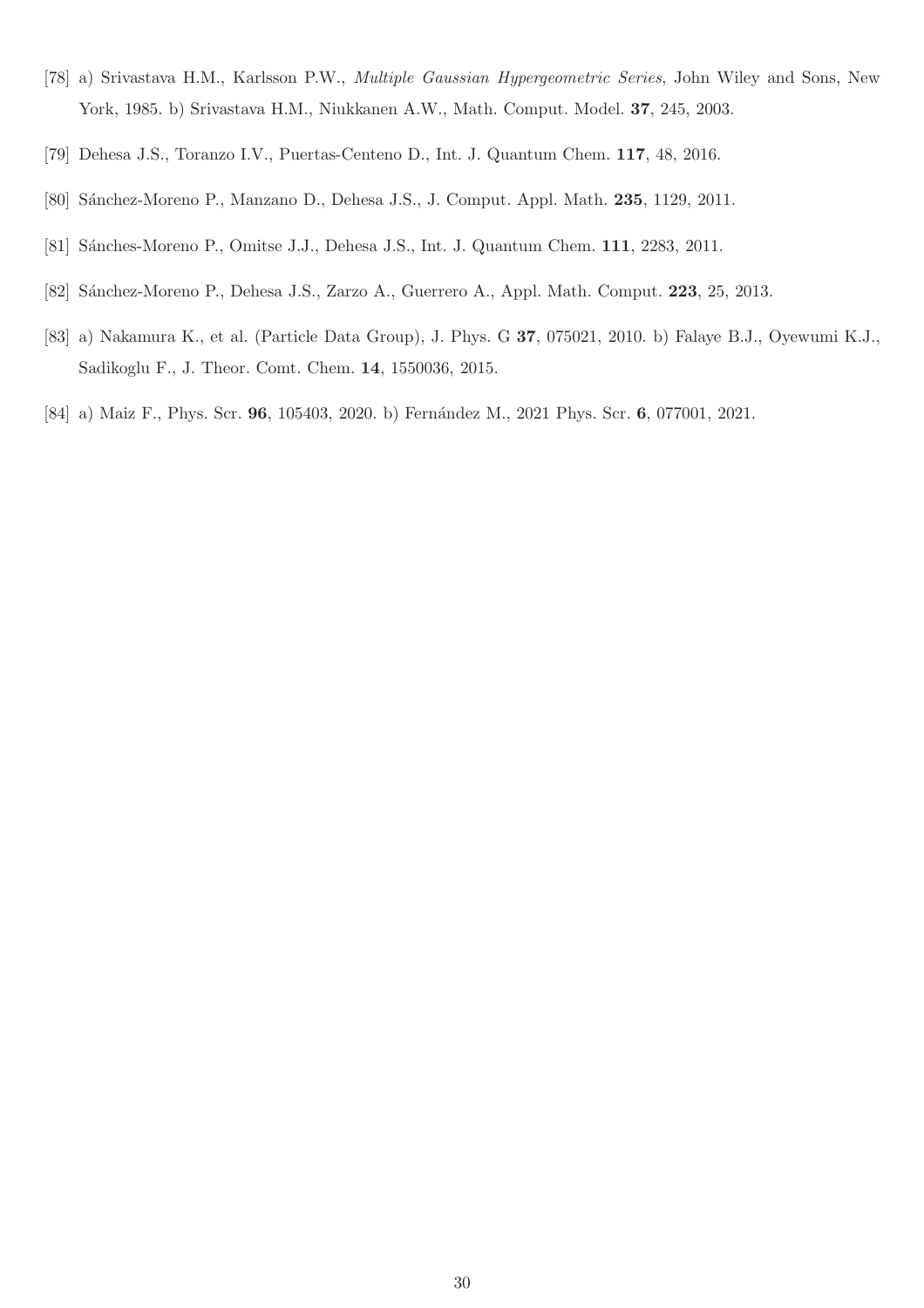[78] a) Srivastava H.M., Karlsson P.W., *Multiple Gaussian Hypergeometric Series*, John Wiley and Sons, New York, 1985. b) Srivastava H.M., Niukkanen A.W., Math. Comput. Model. **37**, 245, 2003.

[79] Dehesa J.S., Toranzo I.V., Puertas-Centeno D., Int. J. Quantum Chem. **117**, 48, 2016.

[80] Sánchez-Moreno P., Manzano D., Dehesa J.S., J. Comput. Appl. Math. **235**, 1129, 2011.

[81] Sánches-Moreno P., Omitse J.J., Dehesa J.S., Int. J. Quantum Chem. **111**, 2283, 2011.

[82] Sánchez-Moreno P., Dehesa J.S., Zarzo A., Guerrero A., Appl. Math. Comput. **223**, 25, 2013.

[83] a) Nakamura K., et al. (Particle Data Group), J. Phys. G **37**, 075021, 2010. b) Falaye B.J., Oyewumi K.J., Sadikoglu F., J. Theor. Comt. Chem. **14**, 1550036, 2015.

[84] a) Maiz F., Phys. Scr. **96**, 105403, 2020. b) Fernández M., 2021 Phys. Scr. **6**, 077001, 2021.